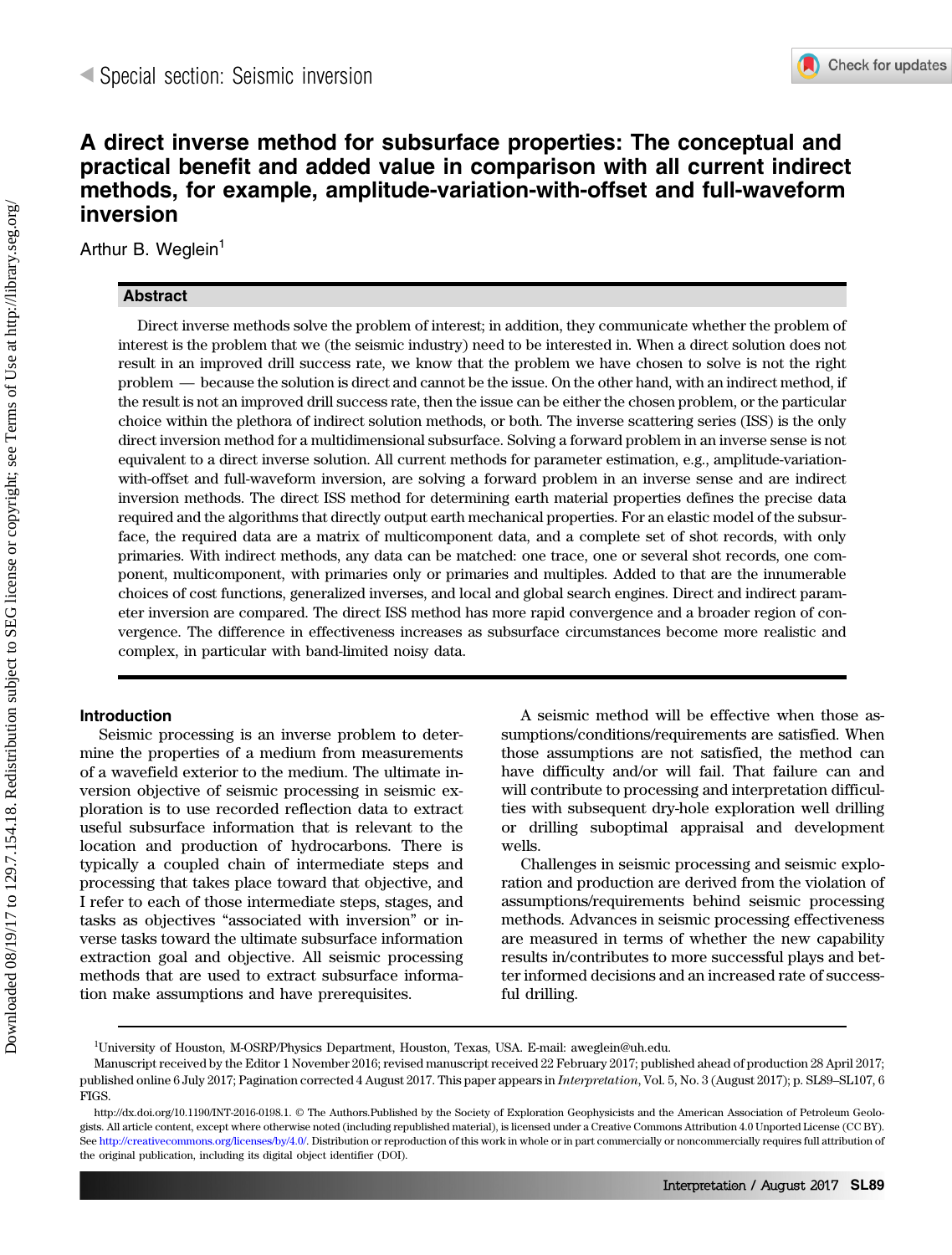# A direct inverse method for subsurface properties: The conceptual and practical benefit and added value in comparison with all current indirect methods, for example, amplitude-variation-with-offset and full-waveform inversion

Arthur B. Weglein[1]

## Abstract

Direct inverse methods solve the problem of interest; in addition, they communicate whether the problem of interest is the problem that we (the seismic industry) need to be interested in. When a direct solution does not result in an improved drill success rate, we know that the problem we have chosen to solve is not the right problem — because the solution is direct and cannot be the issue. On the other hand, with an indirect method, if the result is not an improved drill success rate, then the issue can be either the chosen problem, or the particular choice within the plethora of indirect solution methods, or both. The inverse scattering series (ISS) is the only direct inversion method for a multidimensional subsurface. Solving a forward problem in an inverse sense is not equivalent to a direct inverse solution. All current methods for parameter estimation, e.g., amplitude-variation-with-offset and full-waveform inversion, are solving a forward problem in an inverse sense and are indirect inversion methods. The direct ISS method for determining earth material properties defines the precise data required and the algorithms that directly output earth mechanical properties. For an elastic model of the subsurface, the required data are a matrix of multicomponent data, and a complete set of shot records, with only primaries. With indirect methods, any data can be matched: one trace, one or several shot records, one component, multicomponent, with primaries only or primaries and multiples. Added to that are the innumerable choices of cost functions, generalized inverses, and local and global search engines. Direct and indirect parameter inversion are compared. The direct ISS method has more rapid convergence and a broader region of convergence. The difference in effectiveness increases as subsurface circumstances become more realistic and complex, in particular with band-limited noisy data.

## Introduction

Seismic processing is an inverse problem to determine the properties of a medium from measurements of a wavefield exterior to the medium. The ultimate inversion objective of seismic processing in seismic exploration is to use recorded reflection data to extract useful subsurface information that is relevant to the location and production of hydrocarbons. There is typically a coupled chain of intermediate steps and processing that takes place toward that objective, and I refer to each of those intermediate steps, stages, and tasks as objectives "associated with inversion" or inverse tasks toward the ultimate subsurface information extraction goal and objective. All seismic processing methods that are used to extract subsurface information make assumptions and have prerequisites.

A seismic method will be effective when those assumptions/conditions/requirements are satisfied. When those assumptions are not satisfied, the method can have difficulty and/or will fail. That failure can and will contribute to processing and interpretation difficulties with subsequent dry-hole exploration well drilling or drilling suboptimal appraisal and development wells.

Challenges in seismic processing and seismic exploration and production are derived from the violation of assumptions/requirements behind seismic processing methods. Advances in seismic processing effectiveness are measured in terms of whether the new capability results in/contributes to more successful plays and better informed decisions and an increased rate of successful drilling.

---

[1]University of Houston, M-OSRP/Physics Department, Houston, Texas, USA. E-mail: aweglein@uh.edu.

Manuscript received by the Editor 1 November 2016; revised manuscript received 22 February 2017; published ahead of production 28 April 2017; published online 6 July 2017; Pagination corrected 4 August 2017. This paper appears in *Interpretation*, Vol. 5, No. 3 (August 2017); p. SL89–SL107, 6 FIGS.

http://dx.doi.org/10.1190/INT-2016-0198.1. © The Authors.Published by the Society of Exploration Geophysicists and the American Association of Petroleum Geologists. All article content, except where otherwise noted (including republished material), is licensed under a Creative Commons Attribution 4.0 Unported License (CC BY). See http://creativecommons.org/licenses/by/4.0/. Distribution or reproduction of this work in whole or in part commercially or noncommercially requires full attribution of the original publication, including its digital object identifier (DOI).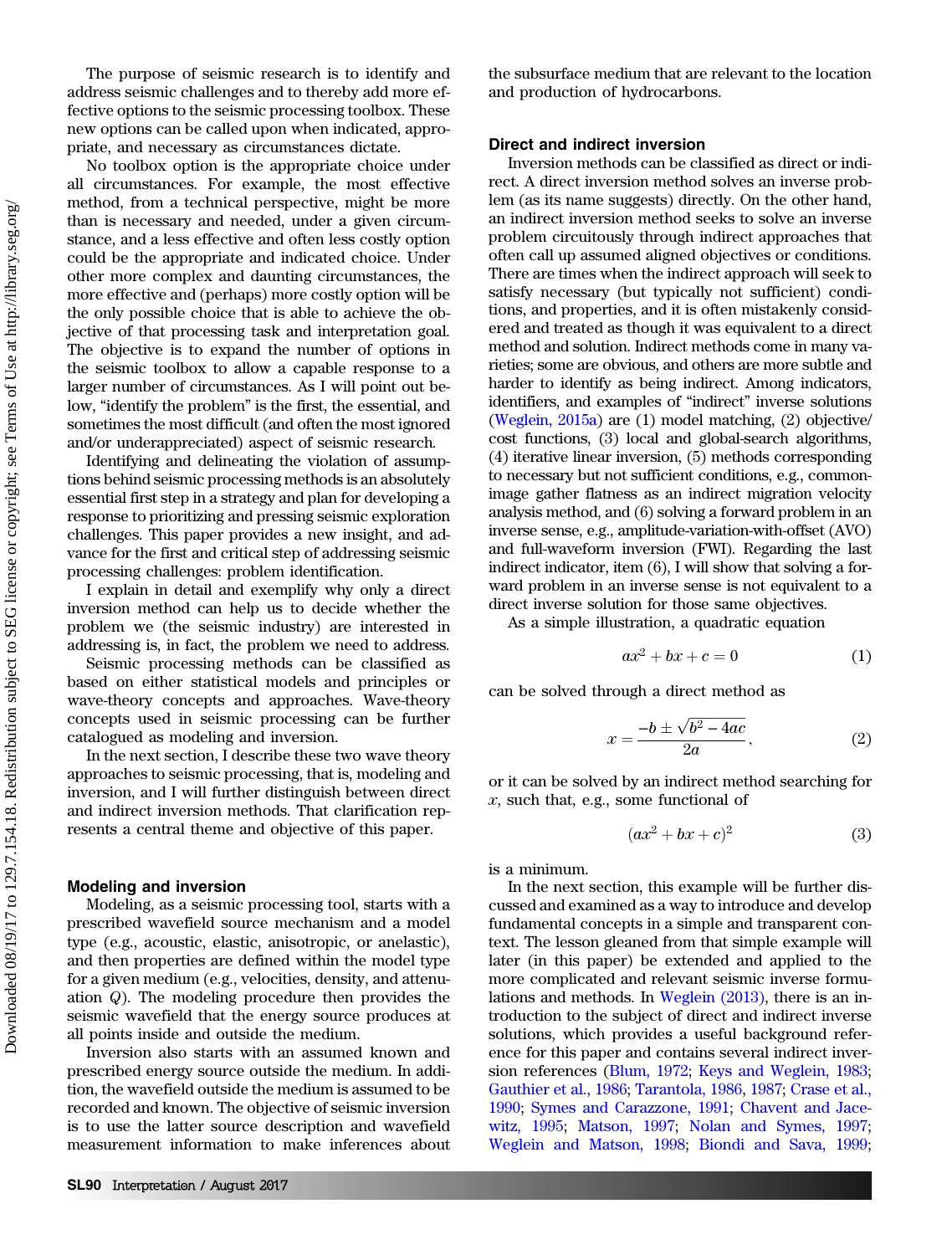The purpose of seismic research is to identify and address seismic challenges and to thereby add more effective options to the seismic processing toolbox. These new options can be called upon when indicated, appropriate, and necessary as circumstances dictate.

No toolbox option is the appropriate choice under all circumstances. For example, the most effective method, from a technical perspective, might be more than is necessary and needed, under a given circumstance, and a less effective and often less costly option could be the appropriate and indicated choice. Under other more complex and daunting circumstances, the more effective and (perhaps) more costly option will be the only possible choice that is able to achieve the objective of that processing task and interpretation goal. The objective is to expand the number of options in the seismic toolbox to allow a capable response to a larger number of circumstances. As I will point out below, "identify the problem" is the first, the essential, and sometimes the most difficult (and often the most ignored and/or underappreciated) aspect of seismic research.

Identifying and delineating the violation of assumptions behind seismic processing methods is an absolutely essential first step in a strategy and plan for developing a response to prioritizing and pressing seismic exploration challenges. This paper provides a new insight, and advance for the first and critical step of addressing seismic processing challenges: problem identification.

I explain in detail and exemplify why only a direct inversion method can help us to decide whether the problem we (the seismic industry) are interested in addressing is, in fact, the problem we need to address.

Seismic processing methods can be classified as based on either statistical models and principles or wave-theory concepts and approaches. Wave-theory concepts used in seismic processing can be further catalogued as modeling and inversion.

In the next section, I describe these two wave theory approaches to seismic processing, that is, modeling and inversion, and I will further distinguish between direct and indirect inversion methods. That clarification represents a central theme and objective of this paper.

## Modeling and inversion

Modeling, as a seismic processing tool, starts with a prescribed wavefield source mechanism and a model type (e.g., acoustic, elastic, anisotropic, or anelastic), and then properties are defined within the model type for a given medium (e.g., velocities, density, and attenuation $Q$). The modeling procedure then provides the seismic wavefield that the energy source produces at all points inside and outside the medium.

Inversion also starts with an assumed known and prescribed energy source outside the medium. In addition, the wavefield outside the medium is assumed to be recorded and known. The objective of seismic inversion is to use the latter source description and wavefield measurement information to make inferences about the subsurface medium that are relevant to the location and production of hydrocarbons.

## Direct and indirect inversion

Inversion methods can be classified as direct or indirect. A direct inversion method solves an inverse problem (as its name suggests) directly. On the other hand, an indirect inversion method seeks to solve an inverse problem circuitously through indirect approaches that often call up assumed aligned objectives or conditions. There are times when the indirect approach will seek to satisfy necessary (but typically not sufficient) conditions, and properties, and it is often mistakenly considered and treated as though it was equivalent to a direct method and solution. Indirect methods come in many varieties; some are obvious, and others are more subtle and harder to identify as being indirect. Among indicators, identifiers, and examples of "indirect" inverse solutions (Weglein, 2015a) are (1) model matching, (2) objective/cost functions, (3) local and global-search algorithms, (4) iterative linear inversion, (5) methods corresponding to necessary but not sufficient conditions, e.g., common-image gather flatness as an indirect migration velocity analysis method, and (6) solving a forward problem in an inverse sense, e.g., amplitude-variation-with-offset (AVO) and full-waveform inversion (FWI). Regarding the last indirect indicator, item (6), I will show that solving a forward problem in an inverse sense is not equivalent to a direct inverse solution for those same objectives.

As a simple illustration, a quadratic equation

$$ax^2 + bx + c = 0 \tag{1}$$

can be solved through a direct method as

$$x = \frac{-b \pm \sqrt{b^2 - 4ac}}{2a}, \tag{2}$$

or it can be solved by an indirect method searching for $x$, such that, e.g., some functional of

$$(ax^2 + bx + c)^2 \tag{3}$$

is a minimum.

In the next section, this example will be further discussed and examined as a way to introduce and develop fundamental concepts in a simple and transparent context. The lesson gleaned from that simple example will later (in this paper) be extended and applied to the more complicated and relevant seismic inverse formulations and methods. In Weglein (2013), there is an introduction to the subject of direct and indirect inverse solutions, which provides a useful background reference for this paper and contains several indirect inversion references (Blum, 1972; Keys and Weglein, 1983; Gauthier et al., 1986; Tarantola, 1986, 1987; Crase et al., 1990; Symes and Carazzone, 1991; Chavent and Jacewitz, 1995; Matson, 1997; Nolan and Symes, 1997; Weglein and Matson, 1998; Biondi and Sava, 1999;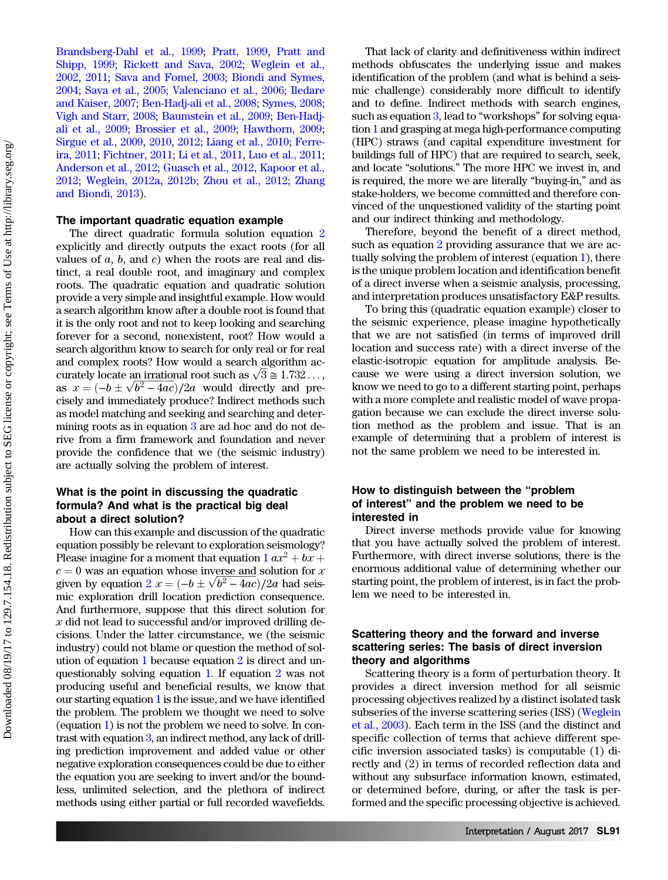Brandsberg-Dahl et al., 1999; Pratt, 1999, Pratt and Shipp, 1999; Rickett and Sava, 2002; Weglein et al., 2002, 2011; Sava and Fomel, 2003; Biondi and Symes, 2004; Sava et al., 2005; Valenciano et al., 2006; Iledare and Kaiser, 2007; Ben-Hadj-ali et al., 2008; Symes, 2008; Vigh and Starr, 2008; Baumstein et al., 2009; Ben-Hadj-ali et al., 2009; Brossier et al., 2009; Hawthorn, 2009; Sirgue et al., 2009, 2010, 2012; Liang et al., 2010; Ferreira, 2011; Fichtner, 2011; Li et al., 2011, Luo et al., 2011; Anderson et al., 2012; Guasch et al., 2012, Kapoor et al., 2012; Weglein, 2012a, 2012b; Zhou et al., 2012; Zhang and Biondi, 2013).

### The important quadratic equation example

The direct quadratic formula solution equation 2 explicitly and directly outputs the exact roots (for all values of $a$, $b$, and $c$) when the roots are real and distinct, a real double root, and imaginary and complex roots. The quadratic equation and quadratic solution provide a very simple and insightful example. How would a search algorithm know after a double root is found that it is the only root and not to keep looking and searching forever for a second, nonexistent, root? How would a search algorithm know to search for only real or for real and complex roots? How would a search algorithm accurately locate an irrational root such as $\sqrt{3} \cong 1.732\ldots$, as $x = (-b \pm \sqrt{b^2 - 4ac})/2a$ would directly and precisely and immediately produce? Indirect methods such as model matching and seeking and searching and determining roots as in equation 3 are ad hoc and do not derive from a firm framework and foundation and never provide the confidence that we (the seismic industry) are actually solving the problem of interest.

### What is the point in discussing the quadratic formula? And what is the practical big deal about a direct solution?

How can this example and discussion of the quadratic equation possibly be relevant to exploration seismology? Please imagine for a moment that equation 1 $ax^2 + bx + c = 0$ was an equation whose inverse and solution for $x$ given by equation 2 $x = (-b \pm \sqrt{b^2 - 4ac})/2a$ had seismic exploration drill location prediction consequence. And furthermore, suppose that this direct solution for $x$ did not lead to successful and/or improved drilling decisions. Under the latter circumstance, we (the seismic industry) could not blame or question the method of solution of equation 1 because equation 2 is direct and unquestionably solving equation 1. If equation 2 was not producing useful and beneficial results, we know that our starting equation 1 is the issue, and we have identified the problem. The problem we thought we need to solve (equation 1) is not the problem we need to solve. In contrast with equation 3, an indirect method, any lack of drilling prediction improvement and added value or other negative exploration consequences could be due to either the equation you are seeking to invert and/or the boundless, unlimited selection, and the plethora of indirect methods using either partial or full recorded wavefields.

That lack of clarity and definitiveness within indirect methods obfuscates the underlying issue and makes identification of the problem (and what is behind a seismic challenge) considerably more difficult to identify and to define. Indirect methods with search engines, such as equation 3, lead to "workshops" for solving equation 1 and grasping at mega high-performance computing (HPC) straws (and capital expenditure investment for buildings full of HPC) that are required to search, seek, and locate "solutions." The more HPC we invest in, and is required, the more we are literally "buying-in," and as stake-holders, we become committed and therefore convinced of the unquestioned validity of the starting point and our indirect thinking and methodology.

Therefore, beyond the benefit of a direct method, such as equation 2 providing assurance that we are actually solving the problem of interest (equation 1), there is the unique problem location and identification benefit of a direct inverse when a seismic analysis, processing, and interpretation produces unsatisfactory E&P results.

To bring this (quadratic equation example) closer to the seismic experience, please imagine hypothetically that we are not satisfied (in terms of improved drill location and success rate) with a direct inverse of the elastic-isotropic equation for amplitude analysis. Because we were using a direct inversion solution, we know we need to go to a different starting point, perhaps with a more complete and realistic model of wave propagation because we can exclude the direct inverse solution method as the problem and issue. That is an example of determining that a problem of interest is not the same problem we need to be interested in.

### How to distinguish between the "problem of interest" and the problem we need to be interested in

Direct inverse methods provide value for knowing that you have actually solved the problem of interest. Furthermore, with direct inverse solutions, there is the enormous additional value of determining whether our starting point, the problem of interest, is in fact the problem we need to be interested in.

### Scattering theory and the forward and inverse scattering series: The basis of direct inversion theory and algorithms

Scattering theory is a form of perturbation theory. It provides a direct inversion method for all seismic processing objectives realized by a distinct isolated task subseries of the inverse scattering series (ISS) (Weglein et al., 2003). Each term in the ISS (and the distinct and specific collection of terms that achieve different specific inversion associated tasks) is computable (1) directly and (2) in terms of recorded reflection data and without any subsurface information known, estimated, or determined before, during, or after the task is performed and the specific processing objective is achieved.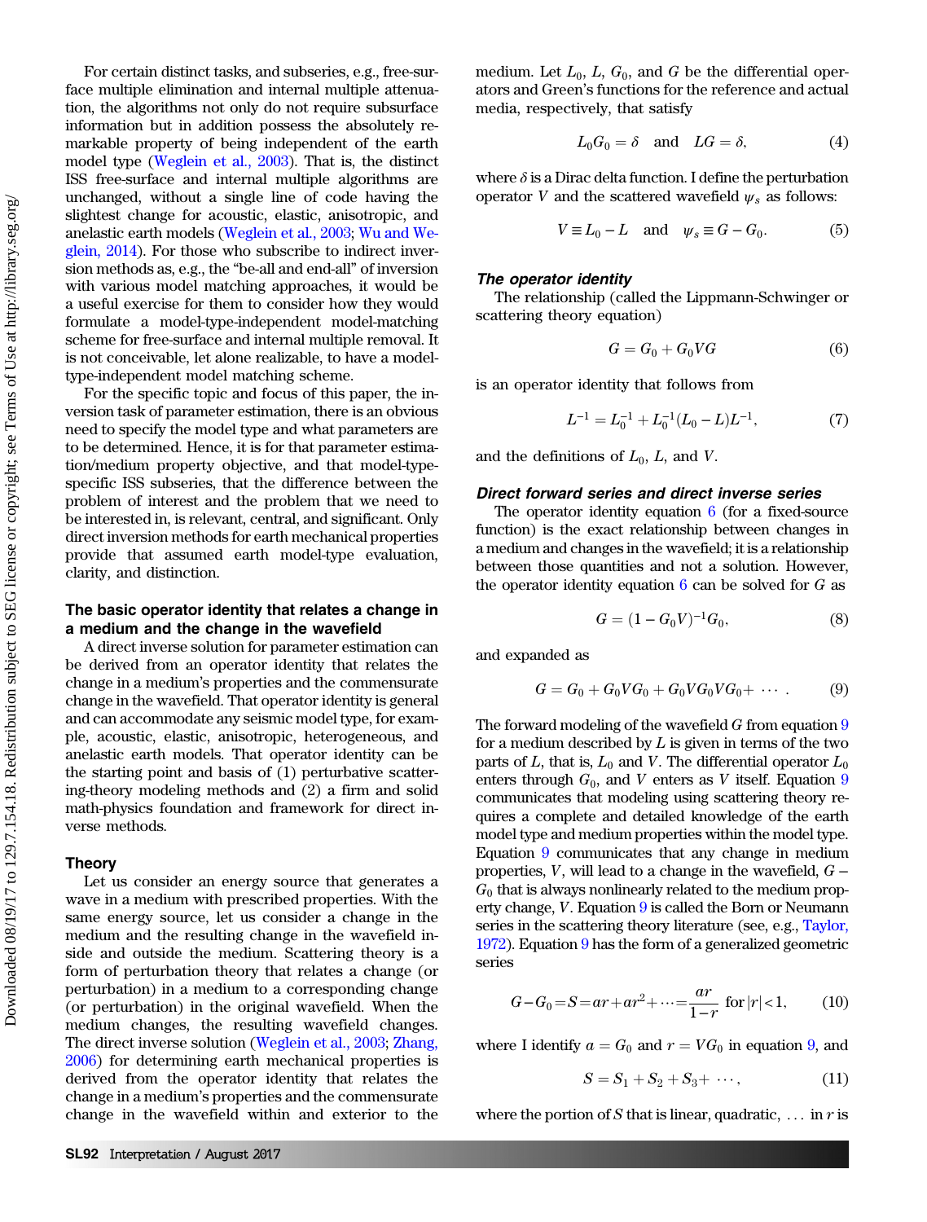For certain distinct tasks, and subseries, e.g., free-surface multiple elimination and internal multiple attenuation, the algorithms not only do not require subsurface information but in addition possess the absolutely remarkable property of being independent of the earth model type (Weglein et al., 2003). That is, the distinct ISS free-surface and internal multiple algorithms are unchanged, without a single line of code having the slightest change for acoustic, elastic, anisotropic, and anelastic earth models (Weglein et al., 2003; Wu and Weglein, 2014). For those who subscribe to indirect inversion methods as, e.g., the "be-all and end-all" of inversion with various model matching approaches, it would be a useful exercise for them to consider how they would formulate a model-type-independent model-matching scheme for free-surface and internal multiple removal. It is not conceivable, let alone realizable, to have a model-type-independent model matching scheme.

For the specific topic and focus of this paper, the inversion task of parameter estimation, there is an obvious need to specify the model type and what parameters are to be determined. Hence, it is for that parameter estimation/medium property objective, and that model-type-specific ISS subseries, that the difference between the problem of interest and the problem that we need to be interested in, is relevant, central, and significant. Only direct inversion methods for earth mechanical properties provide that assumed earth model-type evaluation, clarity, and distinction.

## The basic operator identity that relates a change in a medium and the change in the wavefield

A direct inverse solution for parameter estimation can be derived from an operator identity that relates the change in a medium's properties and the commensurate change in the wavefield. That operator identity is general and can accommodate any seismic model type, for example, acoustic, elastic, anisotropic, heterogeneous, and anelastic earth models. That operator identity can be the starting point and basis of (1) perturbative scattering-theory modeling methods and (2) a firm and solid math-physics foundation and framework for direct inverse methods.

## Theory

Let us consider an energy source that generates a wave in a medium with prescribed properties. With the same energy source, let us consider a change in the medium and the resulting change in the wavefield inside and outside the medium. Scattering theory is a form of perturbation theory that relates a change (or perturbation) in a medium to a corresponding change (or perturbation) in the original wavefield. When the medium changes, the resulting wavefield changes. The direct inverse solution (Weglein et al., 2003; Zhang, 2006) for determining earth mechanical properties is derived from the operator identity that relates the change in a medium's properties and the commensurate change in the wavefield within and exterior to the medium. Let $L_0$, $L$, $G_0$, and $G$ be the differential operators and Green's functions for the reference and actual media, respectively, that satisfy

$$L_0 G_0 = \delta \quad \text{and} \quad LG = \delta, \tag{4}$$

where $\delta$ is a Dirac delta function. I define the perturbation operator $V$ and the scattered wavefield $\psi_s$ as follows:

$$V \equiv L_0 - L \quad \text{and} \quad \psi_s \equiv G - G_0. \tag{5}$$

### *The operator identity*

The relationship (called the Lippmann-Schwinger or scattering theory equation)

$$G = G_0 + G_0 V G \tag{6}$$

is an operator identity that follows from

$$L^{-1} = L_0^{-1} + L_0^{-1}(L_0 - L)L^{-1}, \tag{7}$$

and the definitions of $L_0$, $L$, and $V$.

### *Direct forward series and direct inverse series*

The operator identity equation 6 (for a fixed-source function) is the exact relationship between changes in a medium and changes in the wavefield; it is a relationship between those quantities and not a solution. However, the operator identity equation 6 can be solved for $G$ as

$$G = (1 - G_0 V)^{-1} G_0, \tag{8}$$

and expanded as

$$G = G_0 + G_0 V G_0 + G_0 V G_0 V G_0 + \cdots . \tag{9}$$

The forward modeling of the wavefield $G$ from equation 9 for a medium described by $L$ is given in terms of the two parts of $L$, that is, $L_0$ and $V$. The differential operator $L_0$ enters through $G_0$, and $V$ enters as $V$ itself. Equation 9 communicates that modeling using scattering theory requires a complete and detailed knowledge of the earth model type and medium properties within the model type. Equation 9 communicates that any change in medium properties, $V$, will lead to a change in the wavefield, $G - G_0$ that is always nonlinearly related to the medium property change, $V$. Equation 9 is called the Born or Neumann series in the scattering theory literature (see, e.g., Taylor, 1972). Equation 9 has the form of a generalized geometric series

$$G - G_0 = S = ar + ar^2 + \cdots = \frac{ar}{1-r} \text{ for } |r| < 1, \tag{10}$$

where I identify $a = G_0$ and $r = V G_0$ in equation 9, and

$$S = S_1 + S_2 + S_3 + \cdots, \tag{11}$$

where the portion of $S$ that is linear, quadratic, $\ldots$ in $r$ is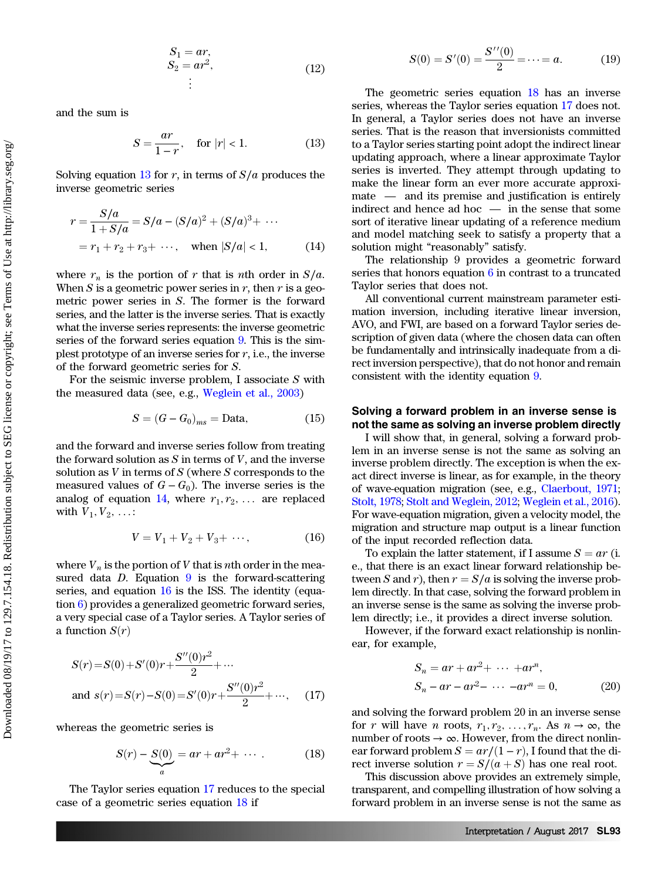$$
\begin{aligned}
S_1 &= ar, \\
S_2 &= ar^2, \\
&\vdots
\end{aligned} \tag{12}
$$

and the sum is

$$
S = \frac{ar}{1 - r}, \quad \text{for } |r| < 1. \tag{13}
$$

Solving equation 13 for $r$, in terms of $S/a$ produces the inverse geometric series

$$
\begin{aligned}
r &= \frac{S/a}{1 + S/a} = S/a - (S/a)^2 + (S/a)^3 + \cdots \\
&= r_1 + r_2 + r_3 + \cdots, \quad \text{when } |S/a| < 1,
\end{aligned} \tag{14}
$$

where $r_n$ is the portion of $r$ that is $n$th order in $S/a$. When $S$ is a geometric power series in $r$, then $r$ is a geometric power series in $S$. The former is the forward series, and the latter is the inverse series. That is exactly what the inverse series represents: the inverse geometric series of the forward series equation 9. This is the simplest prototype of an inverse series for $r$, i.e., the inverse of the forward geometric series for $S$.

For the seismic inverse problem, I associate $S$ with the measured data (see, e.g., Weglein et al., 2003)

$$
S = (G - G_0)_{ms} = \text{Data}, \tag{15}
$$

and the forward and inverse series follow from treating the forward solution as $S$ in terms of $V$, and the inverse solution as $V$ in terms of $S$ (where $S$ corresponds to the measured values of $G - G_0$). The inverse series is the analog of equation 14, where $r_1, r_2, \ldots$ are replaced with $V_1, V_2, \ldots$:

$$
V = V_1 + V_2 + V_3 + \cdots, \tag{16}
$$

where $V_n$ is the portion of $V$ that is $n$th order in the measured data $D$. Equation 9 is the forward-scattering series, and equation 16 is the ISS. The identity (equation 6) provides a generalized geometric forward series, a very special case of a Taylor series. A Taylor series of a function $S(r)$

$$
\begin{aligned}
&S(r) = S(0) + S'(0)r + \frac{S''(0)r^2}{2} + \cdots \\
&\text{and } s(r) = S(r) - S(0) = S'(0)r + \frac{S''(0)r^2}{2} + \cdots,
\end{aligned} \tag{17}
$$

whereas the geometric series is

$$
S(r) - \underbrace{S(0)}_{a} = ar + ar^2 + \cdots. \tag{18}
$$

The Taylor series equation 17 reduces to the special case of a geometric series equation 18 if

$$
S(0) = S'(0) = \frac{S''(0)}{2} = \cdots = a. \tag{19}
$$

The geometric series equation 18 has an inverse series, whereas the Taylor series equation 17 does not. In general, a Taylor series does not have an inverse series. That is the reason that inversionists committed to a Taylor series starting point adopt the indirect linear updating approach, where a linear approximate Taylor series is inverted. They attempt through updating to make the linear form an ever more accurate approximate — and its premise and justification is entirely indirect and hence ad hoc — in the sense that some sort of iterative linear updating of a reference medium and model matching seek to satisfy a property that a solution might "reasonably" satisfy.

The relationship 9 provides a geometric forward series that honors equation 6 in contrast to a truncated Taylor series that does not.

All conventional current mainstream parameter estimation inversion, including iterative linear inversion, AVO, and FWI, are based on a forward Taylor series description of given data (where the chosen data can often be fundamentally and intrinsically inadequate from a direct inversion perspective), that do not honor and remain consistent with the identity equation 9.

## Solving a forward problem in an inverse sense is not the same as solving an inverse problem directly

I will show that, in general, solving a forward problem in an inverse sense is not the same as solving an inverse problem directly. The exception is when the exact direct inverse is linear, as for example, in the theory of wave-equation migration (see, e.g., Claerbout, 1971; Stolt, 1978; Stolt and Weglein, 2012; Weglein et al., 2016). For wave-equation migration, given a velocity model, the migration and structure map output is a linear function of the input recorded reflection data.

To explain the latter statement, if I assume $S = ar$ (i.e., that there is an exact linear forward relationship between $S$ and $r$), then $r = S/a$ is solving the inverse problem directly. In that case, solving the forward problem in an inverse sense is the same as solving the inverse problem directly; i.e., it provides a direct inverse solution.

However, if the forward exact relationship is nonlinear, for example,

$$
\begin{aligned}
&S_n = ar + ar^2 + \cdots + ar^n, \\
&S_n - ar - ar^2 - \cdots - ar^n = 0,
\end{aligned} \tag{20}
$$

and solving the forward problem 20 in an inverse sense for $r$ will have $n$ roots, $r_1, r_2, \ldots, r_n$. As $n \to \infty$, the number of roots $\to \infty$. However, from the direct nonlinear forward problem $S = ar/(1 - r)$, I found that the direct inverse solution $r = S/(a + S)$ has one real root.

This discussion above provides an extremely simple, transparent, and compelling illustration of how solving a forward problem in an inverse sense is not the same as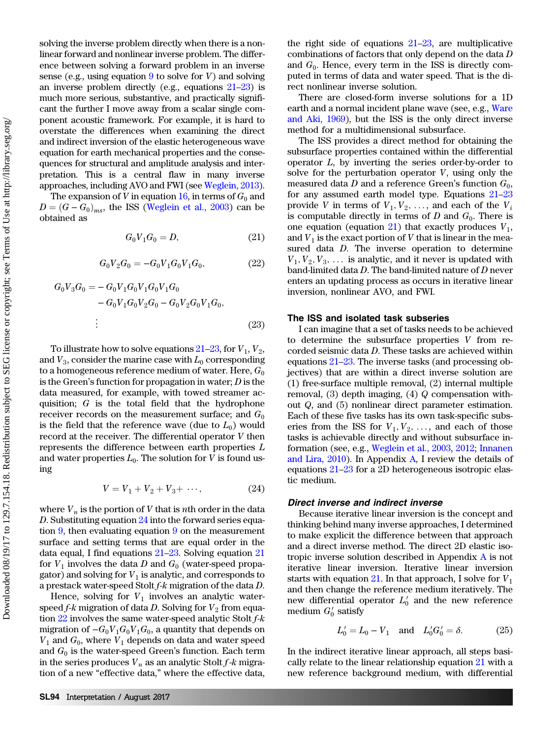solving the inverse problem directly when there is a nonlinear forward and nonlinear inverse problem. The difference between solving a forward problem in an inverse sense (e.g., using equation 9 to solve for $V$) and solving an inverse problem directly (e.g., equations 21–23) is much more serious, substantive, and practically significant the further I move away from a scalar single component acoustic framework. For example, it is hard to overstate the differences when examining the direct and indirect inversion of the elastic heterogeneous wave equation for earth mechanical properties and the consequences for structural and amplitude analysis and interpretation. This is a central flaw in many inverse approaches, including AVO and FWI (see Weglein, 2013).

The expansion of $V$ in equation 16, in terms of $G_0$ and $D = (G - G_0)_{ms}$, the ISS (Weglein et al., 2003) can be obtained as

$$G_0 V_1 G_0 = D, \tag{21}$$

$$G_0 V_2 G_0 = -G_0 V_1 G_0 V_1 G_0, \tag{22}$$

$$\begin{aligned} G_0 V_3 G_0 = &- G_0 V_1 G_0 V_1 G_0 V_1 G_0 \\ &- G_0 V_1 G_0 V_2 G_0 - G_0 V_2 G_0 V_1 G_0, \\ &\vdots \end{aligned} \tag{23}$$

To illustrate how to solve equations 21–23, for $V_1$, $V_2$, and $V_3$, consider the marine case with $L_0$ corresponding to a homogeneous reference medium of water. Here, $G_0$ is the Green's function for propagation in water; $D$ is the data measured, for example, with towed streamer acquisition; $G$ is the total field that the hydrophone receiver records on the measurement surface; and $G_0$ is the field that the reference wave (due to $L_0$) would record at the receiver. The differential operator $V$ then represents the difference between earth properties $L$ and water properties $L_0$. The solution for $V$ is found using

$$V = V_1 + V_2 + V_3 + \cdots, \tag{24}$$

where $V_n$ is the portion of $V$ that is $n$th order in the data $D$. Substituting equation 24 into the forward series equation 9, then evaluating equation 9 on the measurement surface and setting terms that are equal order in the data, I find equations 21–23. Solving equation 21 for $V_1$ involves the data $D$ and $G_0$ (water-speed propagator) and solving for $V_1$ is analytic, and corresponds to a prestack water-speed Stolt $f$-$k$ migration of the data $D$.

Hence, solving for $V_1$ involves an analytic water-speed $f$-$k$ migration of data $D$. Solving for $V_2$ from equation 22 involves the same water-speed analytic Stolt $f$-$k$ migration of $-G_0 V_1 G_0 V_1 G_0$, a quantity that depends on $V_1$ and $G_0$, where $V_1$ depends on data and water speed and $G_0$ is the water-speed Green's function. Each term in the series produces $V_n$ as an analytic Stolt $f$-$k$ migration of a new "effective data," where the effective data, the right side of equations 21–23, are multiplicative combinations of factors that only depend on the data $D$ and $G_0$. Hence, every term in the ISS is directly computed in terms of data and water speed. That is the direct nonlinear inverse solution.

There are closed-form inverse solutions for a 1D earth and a normal incident plane wave (see, e.g., Ware and Aki, 1969), but the ISS is the only direct inverse method for a multidimensional subsurface.

The ISS provides a direct method for obtaining the subsurface properties contained within the differential operator $L$, by inverting the series order-by-order to solve for the perturbation operator $V$, using only the measured data $D$ and a reference Green's function $G_0$, for any assumed earth model type. Equations 21–23 provide $V$ in terms of $V_1, V_2, \ldots,$ and each of the $V_i$ is computable directly in terms of $D$ and $G_0$. There is one equation (equation 21) that exactly produces $V_1$, and $V_1$ is the exact portion of $V$ that is linear in the measured data $D$. The inverse operation to determine $V_1, V_2, V_3, \ldots$ is analytic, and it never is updated with band-limited data $D$. The band-limited nature of $D$ never enters an updating process as occurs in iterative linear inversion, nonlinear AVO, and FWI.

### The ISS and isolated task subseries

I can imagine that a set of tasks needs to be achieved to determine the subsurface properties $V$ from recorded seismic data $D$. These tasks are achieved within equations 21–23. The inverse tasks (and processing objectives) that are within a direct inverse solution are (1) free-surface multiple removal, (2) internal multiple removal, (3) depth imaging, (4) $Q$ compensation without $Q$, and (5) nonlinear direct parameter estimation. Each of these five tasks has its own task-specific subseries from the ISS for $V_1, V_2, \ldots,$ and each of those tasks is achievable directly and without subsurface information (see, e.g., Weglein et al., 2003, 2012; Innanen and Lira, 2010). In Appendix A, I review the details of equations 21–23 for a 2D heterogeneous isotropic elastic medium.

#### *Direct inverse and indirect inverse*

Because iterative linear inversion is the concept and thinking behind many inverse approaches, I determined to make explicit the difference between that approach and a direct inverse method. The direct 2D elastic isotropic inverse solution described in Appendix A is not iterative linear inversion. Iterative linear inversion starts with equation 21. In that approach, I solve for $V_1$ and then change the reference medium iteratively. The new differential operator $L_0'$ and the new reference medium $G_0'$ satisfy

$$L_0' = L_0 - V_1 \quad \text{and} \quad L_0' G_0' = \delta. \tag{25}$$

In the indirect iterative linear approach, all steps basically relate to the linear relationship equation 21 with a new reference background medium, with differential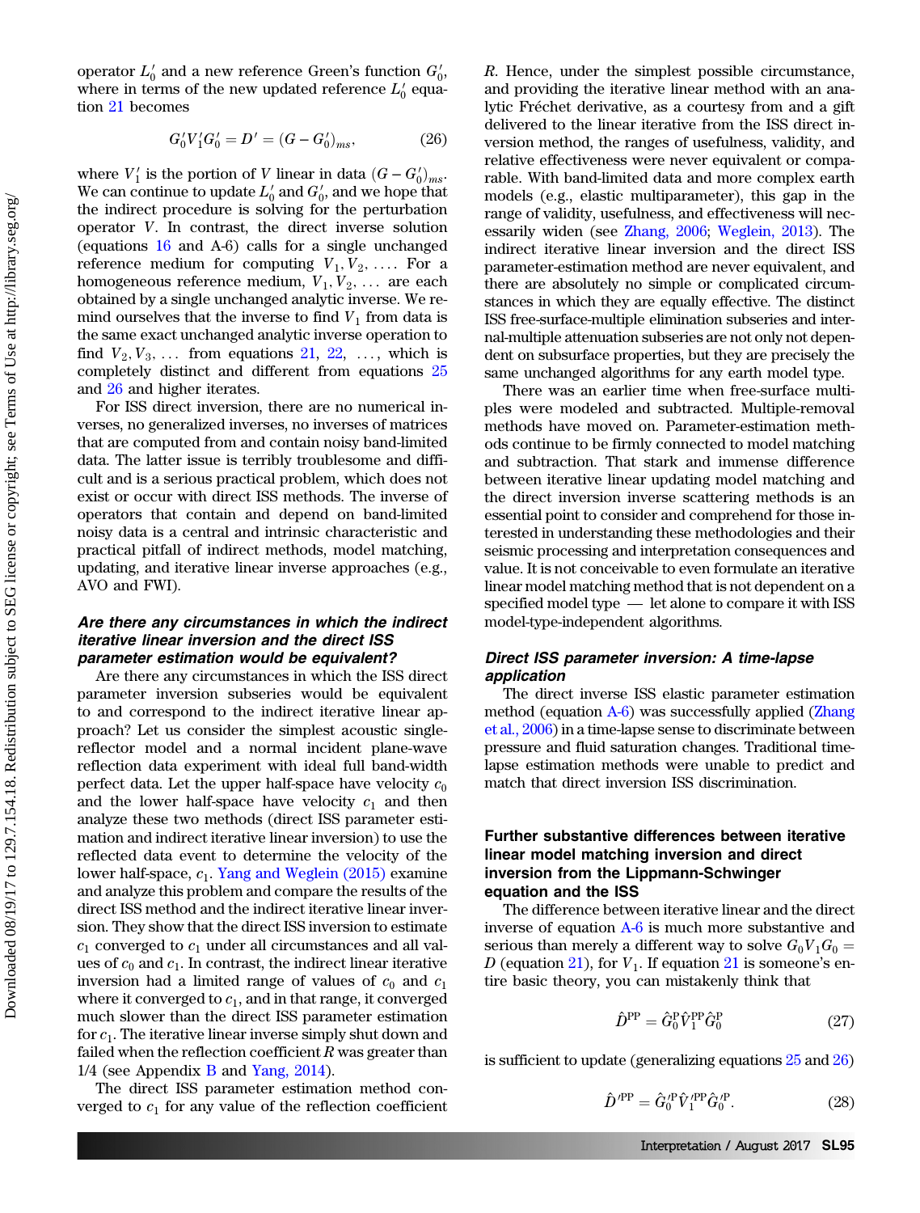operator $L_0'$ and a new reference Green's function $G_0'$, where in terms of the new updated reference $L_0'$ equation 21 becomes

$$G_0' V_1' G_0' = D' = (G - G_0')_{ms}, \tag{26}$$

where $V_1'$ is the portion of $V$ linear in data $(G - G_0')_{ms}$. We can continue to update $L_0'$ and $G_0'$, and we hope that the indirect procedure is solving for the perturbation operator $V$. In contrast, the direct inverse solution (equations 16 and A-6) calls for a single unchanged reference medium for computing $V_1, V_2, \ldots$. For a homogeneous reference medium, $V_1, V_2, \ldots$ are each obtained by a single unchanged analytic inverse. We remind ourselves that the inverse to find $V_1$ from data is the same exact unchanged analytic inverse operation to find $V_2, V_3, \ldots$ from equations 21, 22, $\ldots$, which is completely distinct and different from equations 25 and 26 and higher iterates.

For ISS direct inversion, there are no numerical inverses, no generalized inverses, no inverses of matrices that are computed from and contain noisy band-limited data. The latter issue is terribly troublesome and difficult and is a serious practical problem, which does not exist or occur with direct ISS methods. The inverse of operators that contain and depend on band-limited noisy data is a central and intrinsic characteristic and practical pitfall of indirect methods, model matching, updating, and iterative linear inverse approaches (e.g., AVO and FWI).

### *Are there any circumstances in which the indirect iterative linear inversion and the direct ISS parameter estimation would be equivalent?*

Are there any circumstances in which the ISS direct parameter inversion subseries would be equivalent to and correspond to the indirect iterative linear approach? Let us consider the simplest acoustic single-reflector model and a normal incident plane-wave reflection data experiment with ideal full band-width perfect data. Let the upper half-space have velocity $c_0$ and the lower half-space have velocity $c_1$ and then analyze these two methods (direct ISS parameter estimation and indirect iterative linear inversion) to use the reflected data event to determine the velocity of the lower half-space, $c_1$. Yang and Weglein (2015) examine and analyze this problem and compare the results of the direct ISS method and the indirect iterative linear inversion. They show that the direct ISS inversion to estimate $c_1$ converged to $c_1$ under all circumstances and all values of $c_0$ and $c_1$. In contrast, the indirect linear iterative inversion had a limited range of values of $c_0$ and $c_1$ where it converged to $c_1$, and in that range, it converged much slower than the direct ISS parameter estimation for $c_1$. The iterative linear inverse simply shut down and failed when the reflection coefficient $R$ was greater than 1/4 (see Appendix B and Yang, 2014).

The direct ISS parameter estimation method converged to $c_1$ for any value of the reflection coefficient $R$. Hence, under the simplest possible circumstance, and providing the iterative linear method with an analytic Fréchet derivative, as a courtesy from and a gift delivered to the linear iterative from the ISS direct inversion method, the ranges of usefulness, validity, and relative effectiveness were never equivalent or comparable. With band-limited data and more complex earth models (e.g., elastic multiparameter), this gap in the range of validity, usefulness, and effectiveness will necessarily widen (see Zhang, 2006; Weglein, 2013). The indirect iterative linear inversion and the direct ISS parameter-estimation method are never equivalent, and there are absolutely no simple or complicated circumstances in which they are equally effective. The distinct ISS free-surface-multiple elimination subseries and internal-multiple attenuation subseries are not only not dependent on subsurface properties, but they are precisely the same unchanged algorithms for any earth model type.

There was an earlier time when free-surface multiples were modeled and subtracted. Multiple-removal methods have moved on. Parameter-estimation methods continue to be firmly connected to model matching and subtraction. That stark and immense difference between iterative linear updating model matching and the direct inversion inverse scattering methods is an essential point to consider and comprehend for those interested in understanding these methodologies and their seismic processing and interpretation consequences and value. It is not conceivable to even formulate an iterative linear model matching method that is not dependent on a specified model type — let alone to compare it with ISS model-type-independent algorithms.

### *Direct ISS parameter inversion: A time-lapse application*

The direct inverse ISS elastic parameter estimation method (equation A-6) was successfully applied (Zhang et al., 2006) in a time-lapse sense to discriminate between pressure and fluid saturation changes. Traditional time-lapse estimation methods were unable to predict and match that direct inversion ISS discrimination.

## Further substantive differences between iterative linear model matching inversion and direct inversion from the Lippmann-Schwinger equation and the ISS

The difference between iterative linear and the direct inverse of equation A-6 is much more substantive and serious than merely a different way to solve $G_0 V_1 G_0 = D$ (equation 21), for $V_1$. If equation 21 is someone's entire basic theory, you can mistakenly think that

$$\hat{D}^{\mathrm{PP}} = \hat{G}_0^{\mathrm{P}} \hat{V}_1^{\mathrm{PP}} \hat{G}_0^{\mathrm{P}} \tag{27}$$

is sufficient to update (generalizing equations 25 and 26)

$$\hat{D}'^{\mathrm{PP}} = \hat{G}_0'^{\mathrm{P}} \hat{V}_1'^{\mathrm{PP}} \hat{G}_0'^{\mathrm{P}}. \tag{28}$$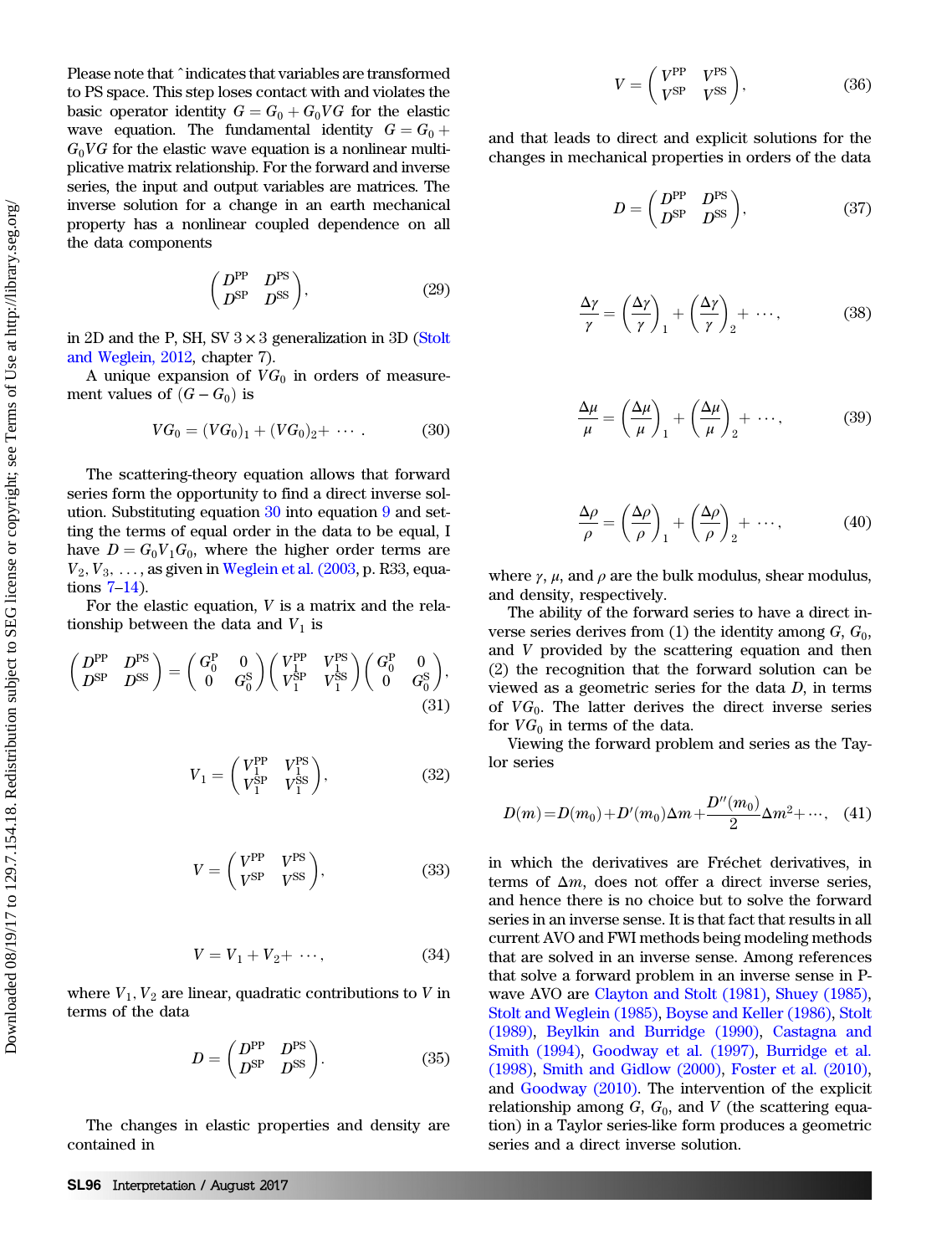Please note that ˆ indicates that variables are transformed to PS space. This step loses contact with and violates the basic operator identity $G = G_0 + G_0VG$ for the elastic wave equation. The fundamental identity $G = G_0 + G_0VG$ for the elastic wave equation is a nonlinear multiplicative matrix relationship. For the forward and inverse series, the input and output variables are matrices. The inverse solution for a change in an earth mechanical property has a nonlinear coupled dependence on all the data components

$$\begin{pmatrix} D^{PP} & D^{PS} \\ D^{SP} & D^{SS} \end{pmatrix}, \tag{29}$$

in 2D and the P, SH, SV $3 \times 3$ generalization in 3D (Stolt and Weglein, 2012, chapter 7).

A unique expansion of $VG_0$ in orders of measurement values of $(G - G_0)$ is

$$VG_0 = (VG_0)_1 + (VG_0)_2 + \cdots . \tag{30}$$

The scattering-theory equation allows that forward series form the opportunity to find a direct inverse solution. Substituting equation 30 into equation 9 and setting the terms of equal order in the data to be equal, I have $D = G_0V_1G_0$, where the higher order terms are $V_2, V_3, \ldots$, as given in Weglein et al. (2003, p. R33, equations 7–14).

For the elastic equation, $V$ is a matrix and the relationship between the data and $V_1$ is

$$\begin{pmatrix} D^{PP} & D^{PS} \\ D^{SP} & D^{SS} \end{pmatrix} = \begin{pmatrix} G_0^{P} & 0 \\ 0 & G_0^{S} \end{pmatrix} \begin{pmatrix} V_1^{PP} & V_1^{PS} \\ V_1^{SP} & V_1^{SS} \end{pmatrix} \begin{pmatrix} G_0^{P} & 0 \\ 0 & G_0^{S} \end{pmatrix}, \tag{31}$$

$$V_1 = \begin{pmatrix} V_1^{PP} & V_1^{PS} \\ V_1^{SP} & V_1^{SS} \end{pmatrix}, \tag{32}$$

$$V = \begin{pmatrix} V^{PP} & V^{PS} \\ V^{SP} & V^{SS} \end{pmatrix}, \tag{33}$$

$$V = V_1 + V_2 + \cdots , \tag{34}$$

where $V_1, V_2$ are linear, quadratic contributions to $V$ in terms of the data

$$D = \begin{pmatrix} D^{PP} & D^{PS} \\ D^{SP} & D^{SS} \end{pmatrix}. \tag{35}$$

The changes in elastic properties and density are contained in

$$V = \begin{pmatrix} V^{PP} & V^{PS} \\ V^{SP} & V^{SS} \end{pmatrix}, \tag{36}$$

and that leads to direct and explicit solutions for the changes in mechanical properties in orders of the data

$$D = \begin{pmatrix} D^{PP} & D^{PS} \\ D^{SP} & D^{SS} \end{pmatrix}, \tag{37}$$

$$\frac{\Delta\gamma}{\gamma} = \left(\frac{\Delta\gamma}{\gamma}\right)_1 + \left(\frac{\Delta\gamma}{\gamma}\right)_2 + \cdots , \tag{38}$$

$$\frac{\Delta\mu}{\mu} = \left(\frac{\Delta\mu}{\mu}\right)_1 + \left(\frac{\Delta\mu}{\mu}\right)_2 + \cdots , \tag{39}$$

$$\frac{\Delta\rho}{\rho} = \left(\frac{\Delta\rho}{\rho}\right)_1 + \left(\frac{\Delta\rho}{\rho}\right)_2 + \cdots , \tag{40}$$

where $\gamma$, $\mu$, and $\rho$ are the bulk modulus, shear modulus, and density, respectively.

The ability of the forward series to have a direct inverse series derives from (1) the identity among $G$, $G_0$, and $V$ provided by the scattering equation and then (2) the recognition that the forward solution can be viewed as a geometric series for the data $D$, in terms of $VG_0$. The latter derives the direct inverse series for $VG_0$ in terms of the data.

Viewing the forward problem and series as the Taylor series

$$D(m) = D(m_0) + D'(m_0)\Delta m + \frac{D''(m_0)}{2}\Delta m^2 + \cdots , \tag{41}$$

in which the derivatives are Fréchet derivatives, in terms of $\Delta m$, does not offer a direct inverse series, and hence there is no choice but to solve the forward series in an inverse sense. It is that fact that results in all current AVO and FWI methods being modeling methods that are solved in an inverse sense. Among references that solve a forward problem in an inverse sense in P-wave AVO are Clayton and Stolt (1981), Shuey (1985), Stolt and Weglein (1985), Boyse and Keller (1986), Stolt (1989), Beylkin and Burridge (1990), Castagna and Smith (1994), Goodway et al. (1997), Burridge et al. (1998), Smith and Gidlow (2000), Foster et al. (2010), and Goodway (2010). The intervention of the explicit relationship among $G$, $G_0$, and $V$ (the scattering equation) in a Taylor series-like form produces a geometric series and a direct inverse solution.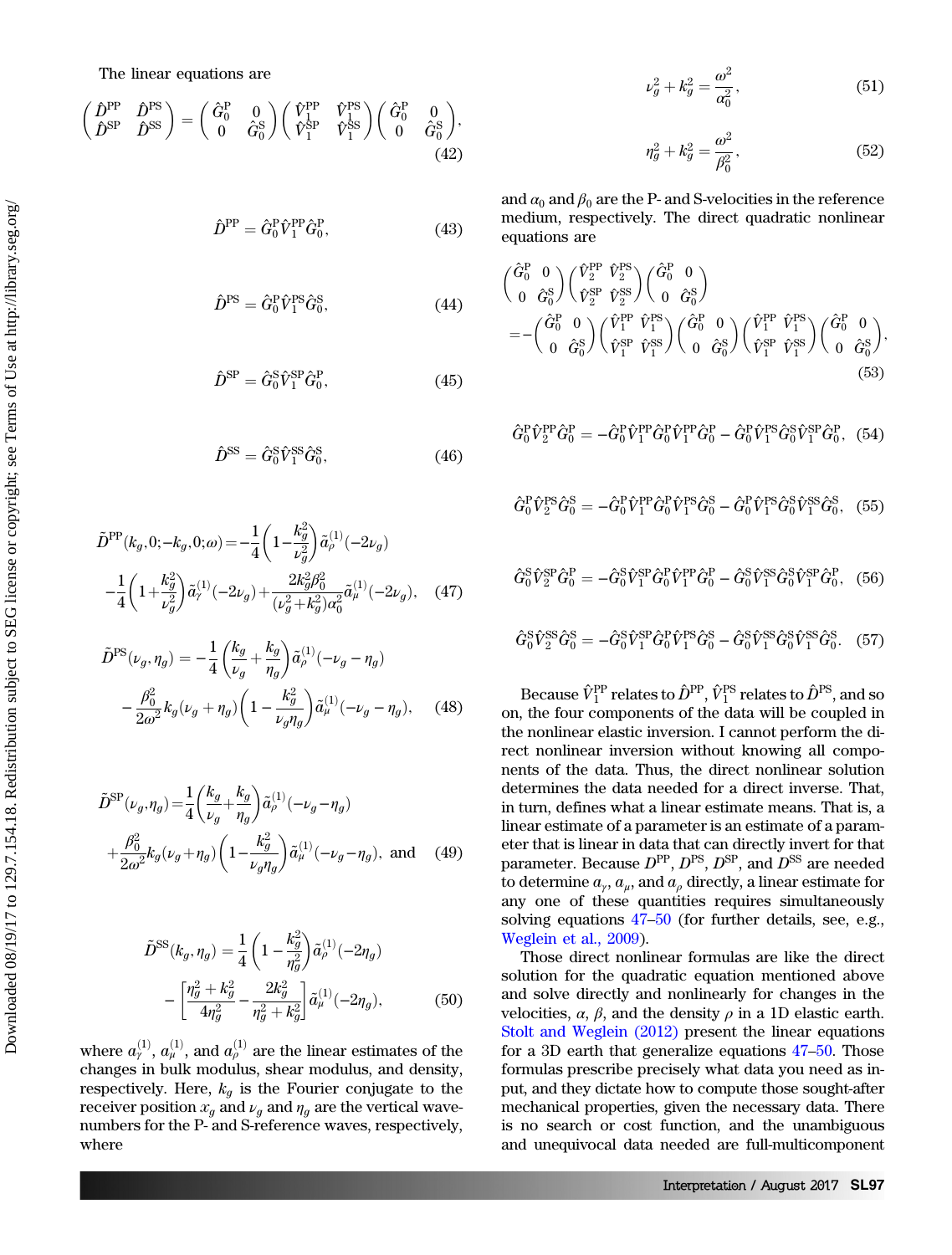The linear equations are

$$\begin{pmatrix} \hat{D}^{\mathrm{PP}} & \hat{D}^{\mathrm{PS}} \\ \hat{D}^{\mathrm{SP}} & \hat{D}^{\mathrm{SS}} \end{pmatrix} = \begin{pmatrix} \hat{G}_0^{\mathrm{P}} & 0 \\ 0 & \hat{G}_0^{\mathrm{S}} \end{pmatrix} \begin{pmatrix} \hat{V}_1^{\mathrm{PP}} & \hat{V}_1^{\mathrm{PS}} \\ \hat{V}_1^{\mathrm{SP}} & \hat{V}_1^{\mathrm{SS}} \end{pmatrix} \begin{pmatrix} \hat{G}_0^{\mathrm{P}} & 0 \\ 0 & \hat{G}_0^{\mathrm{S}} \end{pmatrix}, \tag{42}$$

$$\hat{D}^{\mathrm{PP}} = \hat{G}_0^{\mathrm{P}} \hat{V}_1^{\mathrm{PP}} \hat{G}_0^{\mathrm{P}}, \tag{43}$$

$$\hat{D}^{\mathrm{PS}} = \hat{G}_0^{\mathrm{P}} \hat{V}_1^{\mathrm{PS}} \hat{G}_0^{\mathrm{S}}, \tag{44}$$

$$\hat{D}^{\mathrm{SP}} = \hat{G}_0^{\mathrm{S}} \hat{V}_1^{\mathrm{SP}} \hat{G}_0^{\mathrm{P}}, \tag{45}$$

$$\hat{D}^{\mathrm{SS}} = \hat{G}_0^{\mathrm{S}} \hat{V}_1^{\mathrm{SS}} \hat{G}_0^{\mathrm{S}}, \tag{46}$$

$$\tilde{D}^{\mathrm{PP}}(k_g,0;-k_g,0;\omega) = -\frac{1}{4}\left(1-\frac{k_g^2}{\nu_g^2}\right)\tilde{a}_\rho^{(1)}(-2\nu_g) - \frac{1}{4}\left(1+\frac{k_g^2}{\nu_g^2}\right)\tilde{a}_\gamma^{(1)}(-2\nu_g) + \frac{2k_g^2\beta_0^2}{(\nu_g^2+k_g^2)\alpha_0^2}\tilde{a}_\mu^{(1)}(-2\nu_g), \tag{47}$$

$$\tilde{D}^{\mathrm{PS}}(\nu_g,\eta_g) = -\frac{1}{4}\left(\frac{k_g}{\nu_g}+\frac{k_g}{\eta_g}\right)\tilde{a}_\rho^{(1)}(-\nu_g-\eta_g) - \frac{\beta_0^2}{2\omega^2}k_g(\nu_g+\eta_g)\left(1-\frac{k_g^2}{\nu_g\eta_g}\right)\tilde{a}_\mu^{(1)}(-\nu_g-\eta_g), \tag{48}$$

$$\tilde{D}^{\mathrm{SP}}(\nu_g,\eta_g) = \frac{1}{4}\left(\frac{k_g}{\nu_g}+\frac{k_g}{\eta_g}\right)\tilde{a}_\rho^{(1)}(-\nu_g-\eta_g) + \frac{\beta_0^2}{2\omega^2}k_g(\nu_g+\eta_g)\left(1-\frac{k_g^2}{\nu_g\eta_g}\right)\tilde{a}_\mu^{(1)}(-\nu_g-\eta_g), \text{ and} \tag{49}$$

$$\tilde{D}^{\mathrm{SS}}(k_g,\eta_g) = \frac{1}{4}\left(1-\frac{k_g^2}{\eta_g^2}\right)\tilde{a}_\rho^{(1)}(-2\eta_g) - \left[\frac{\eta_g^2+k_g^2}{4\eta_g^2} - \frac{2k_g^2}{\eta_g^2+k_g^2}\right]\tilde{a}_\mu^{(1)}(-2\eta_g), \tag{50}$$

where $a_\gamma^{(1)}$, $a_\mu^{(1)}$, and $a_\rho^{(1)}$ are the linear estimates of the changes in bulk modulus, shear modulus, and density, respectively. Here, $k_g$ is the Fourier conjugate to the receiver position $x_g$ and $\nu_g$ and $\eta_g$ are the vertical wavenumbers for the P- and S-reference waves, respectively, where

$$\nu_g^2 + k_g^2 = \frac{\omega^2}{\alpha_0^2}, \tag{51}$$

$$\eta_g^2 + k_g^2 = \frac{\omega^2}{\beta_0^2}, \tag{52}$$

and $\alpha_0$ and $\beta_0$ are the P- and S-velocities in the reference medium, respectively. The direct quadratic nonlinear equations are

$$\begin{pmatrix} \hat{G}_0^{\mathrm{P}} & 0 \\ 0 & \hat{G}_0^{\mathrm{S}} \end{pmatrix} \begin{pmatrix} \hat{V}_2^{\mathrm{PP}} & \hat{V}_2^{\mathrm{PS}} \\ \hat{V}_2^{\mathrm{SP}} & \hat{V}_2^{\mathrm{SS}} \end{pmatrix} \begin{pmatrix} \hat{G}_0^{\mathrm{P}} & 0 \\ 0 & \hat{G}_0^{\mathrm{S}} \end{pmatrix} = -\begin{pmatrix} \hat{G}_0^{\mathrm{P}} & 0 \\ 0 & \hat{G}_0^{\mathrm{S}} \end{pmatrix} \begin{pmatrix} \hat{V}_1^{\mathrm{PP}} & \hat{V}_1^{\mathrm{PS}} \\ \hat{V}_1^{\mathrm{SP}} & \hat{V}_1^{\mathrm{SS}} \end{pmatrix} \begin{pmatrix} \hat{G}_0^{\mathrm{P}} & 0 \\ 0 & \hat{G}_0^{\mathrm{S}} \end{pmatrix} \begin{pmatrix} \hat{V}_1^{\mathrm{PP}} & \hat{V}_1^{\mathrm{PS}} \\ \hat{V}_1^{\mathrm{SP}} & \hat{V}_1^{\mathrm{SS}} \end{pmatrix} \begin{pmatrix} \hat{G}_0^{\mathrm{P}} & 0 \\ 0 & \hat{G}_0^{\mathrm{S}} \end{pmatrix}, \tag{53}$$

$$\hat{G}_0^{\mathrm{P}}\hat{V}_2^{\mathrm{PP}}\hat{G}_0^{\mathrm{P}} = -\hat{G}_0^{\mathrm{P}}\hat{V}_1^{\mathrm{PP}}\hat{G}_0^{\mathrm{P}}\hat{V}_1^{\mathrm{PP}}\hat{G}_0^{\mathrm{P}} - \hat{G}_0^{\mathrm{P}}\hat{V}_1^{\mathrm{PS}}\hat{G}_0^{\mathrm{S}}\hat{V}_1^{\mathrm{SP}}\hat{G}_0^{\mathrm{P}}, \tag{54}$$

$$\hat{G}_0^{\mathrm{P}}\hat{V}_2^{\mathrm{PS}}\hat{G}_0^{\mathrm{S}} = -\hat{G}_0^{\mathrm{P}}\hat{V}_1^{\mathrm{PP}}\hat{G}_0^{\mathrm{P}}\hat{V}_1^{\mathrm{PS}}\hat{G}_0^{\mathrm{S}} - \hat{G}_0^{\mathrm{P}}\hat{V}_1^{\mathrm{PS}}\hat{G}_0^{\mathrm{S}}\hat{V}_1^{\mathrm{SS}}\hat{G}_0^{\mathrm{S}}, \tag{55}$$

$$\hat{G}_0^{\mathrm{S}}\hat{V}_2^{\mathrm{SP}}\hat{G}_0^{\mathrm{P}} = -\hat{G}_0^{\mathrm{S}}\hat{V}_1^{\mathrm{SP}}\hat{G}_0^{\mathrm{P}}\hat{V}_1^{\mathrm{PP}}\hat{G}_0^{\mathrm{P}} - \hat{G}_0^{\mathrm{S}}\hat{V}_1^{\mathrm{SS}}\hat{G}_0^{\mathrm{S}}\hat{V}_1^{\mathrm{SP}}\hat{G}_0^{\mathrm{P}}, \tag{56}$$

$$\hat{G}_0^{\mathrm{S}}\hat{V}_2^{\mathrm{SS}}\hat{G}_0^{\mathrm{S}} = -\hat{G}_0^{\mathrm{S}}\hat{V}_1^{\mathrm{SP}}\hat{G}_0^{\mathrm{P}}\hat{V}_1^{\mathrm{PS}}\hat{G}_0^{\mathrm{S}} - \hat{G}_0^{\mathrm{S}}\hat{V}_1^{\mathrm{SS}}\hat{G}_0^{\mathrm{S}}\hat{V}_1^{\mathrm{SS}}\hat{G}_0^{\mathrm{S}}. \tag{57}$$

Because $\hat{V}_1^{\mathrm{PP}}$ relates to $\hat{D}^{\mathrm{PP}}$, $\hat{V}_1^{\mathrm{PS}}$ relates to $\hat{D}^{\mathrm{PS}}$, and so on, the four components of the data will be coupled in the nonlinear elastic inversion. I cannot perform the direct nonlinear inversion without knowing all components of the data. Thus, the direct nonlinear solution determines the data needed for a direct inverse. That, in turn, defines what a linear estimate means. That is, a linear estimate of a parameter is an estimate of a parameter that is linear in data that can directly invert for that parameter. Because $D^{\mathrm{PP}}$, $D^{\mathrm{PS}}$, $D^{\mathrm{SP}}$, and $D^{\mathrm{SS}}$ are needed to determine $a_\gamma$, $a_\mu$, and $a_\rho$ directly, a linear estimate for any one of these quantities requires simultaneously solving equations 47–50 (for further details, see, e.g., Weglein et al., 2009).

Those direct nonlinear formulas are like the direct solution for the quadratic equation mentioned above and solve directly and nonlinearly for changes in the velocities, $\alpha$, $\beta$, and the density $\rho$ in a 1D elastic earth. Stolt and Weglein (2012) present the linear equations for a 3D earth that generalize equations 47–50. Those formulas prescribe precisely what data you need as input, and they dictate how to compute those sought-after mechanical properties, given the necessary data. There is no search or cost function, and the unambiguous and unequivocal data needed are full-multicomponent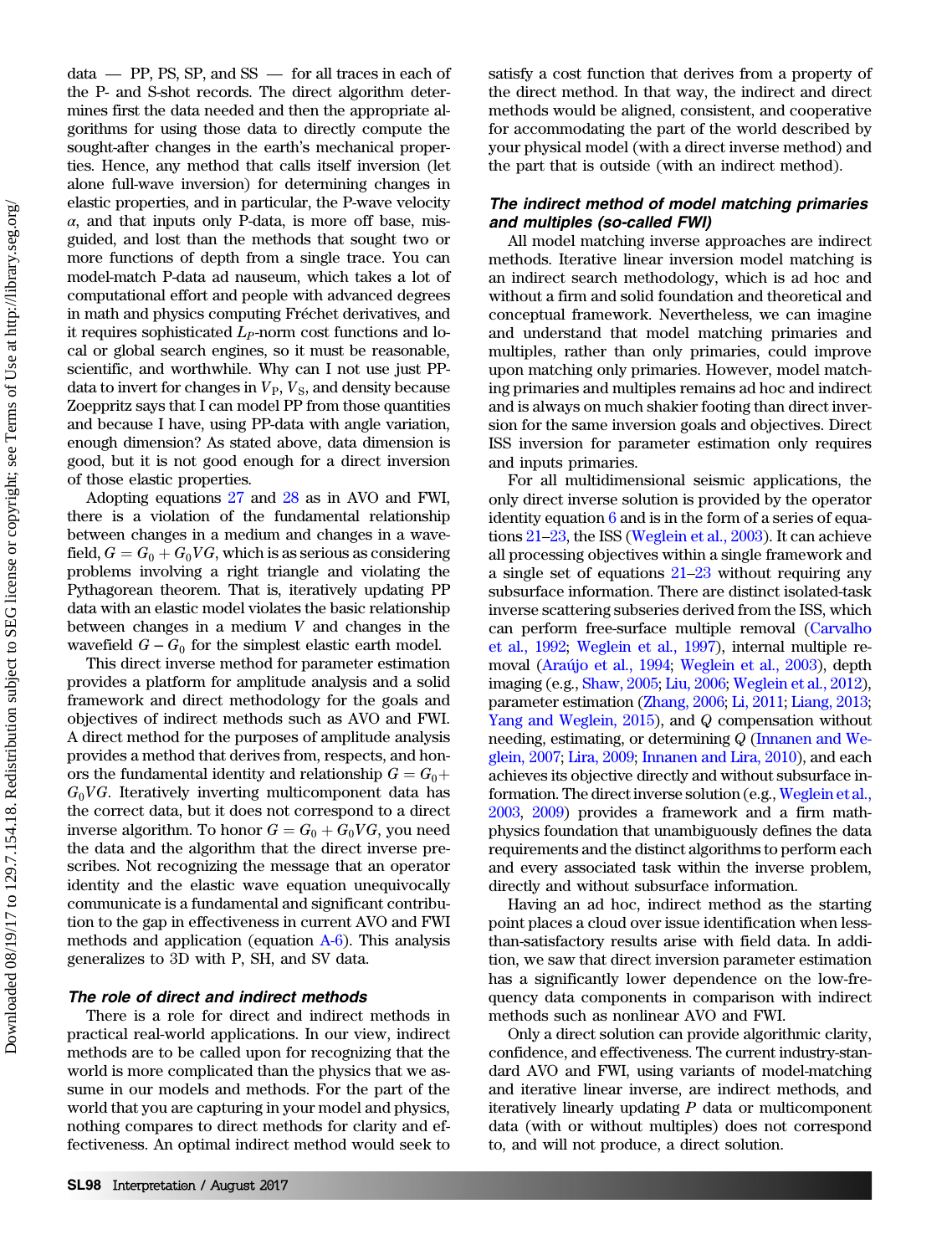data — PP, PS, SP, and SS — for all traces in each of the P- and S-shot records. The direct algorithm determines first the data needed and then the appropriate algorithms for using those data to directly compute the sought-after changes in the earth's mechanical properties. Hence, any method that calls itself inversion (let alone full-wave inversion) for determining changes in elastic properties, and in particular, the P-wave velocity $\alpha$, and that inputs only P-data, is more off base, misguided, and lost than the methods that sought two or more functions of depth from a single trace. You can model-match P-data ad nauseum, which takes a lot of computational effort and people with advanced degrees in math and physics computing Fréchet derivatives, and it requires sophisticated $L_P$-norm cost functions and local or global search engines, so it must be reasonable, scientific, and worthwhile. Why can I not use just PP-data to invert for changes in $V_\mathrm{P}$, $V_\mathrm{S}$, and density because Zoeppritz says that I can model PP from those quantities and because I have, using PP-data with angle variation, enough dimension? As stated above, data dimension is good, but it is not good enough for a direct inversion of those elastic properties.

Adopting equations 27 and 28 as in AVO and FWI, there is a violation of the fundamental relationship between changes in a medium and changes in a wavefield, $G = G_0 + G_0VG$, which is as serious as considering problems involving a right triangle and violating the Pythagorean theorem. That is, iteratively updating PP data with an elastic model violates the basic relationship between changes in a medium $V$ and changes in the wavefield $G - G_0$ for the simplest elastic earth model.

This direct inverse method for parameter estimation provides a platform for amplitude analysis and a solid framework and direct methodology for the goals and objectives of indirect methods such as AVO and FWI. A direct method for the purposes of amplitude analysis provides a method that derives from, respects, and honors the fundamental identity and relationship $G = G_0 + G_0VG$. Iteratively inverting multicomponent data has the correct data, but it does not correspond to a direct inverse algorithm. To honor $G = G_0 + G_0VG$, you need the data and the algorithm that the direct inverse prescribes. Not recognizing the message that an operator identity and the elastic wave equation unequivocally communicate is a fundamental and significant contribution to the gap in effectiveness in current AVO and FWI methods and application (equation A-6). This analysis generalizes to 3D with P, SH, and SV data.

### *The role of direct and indirect methods*

There is a role for direct and indirect methods in practical real-world applications. In our view, indirect methods are to be called upon for recognizing that the world is more complicated than the physics that we assume in our models and methods. For the part of the world that you are capturing in your model and physics, nothing compares to direct methods for clarity and effectiveness. An optimal indirect method would seek to satisfy a cost function that derives from a property of the direct method. In that way, the indirect and direct methods would be aligned, consistent, and cooperative for accommodating the part of the world described by your physical model (with a direct inverse method) and the part that is outside (with an indirect method).

### *The indirect method of model matching primaries and multiples (so-called FWI)*

All model matching inverse approaches are indirect methods. Iterative linear inversion model matching is an indirect search methodology, which is ad hoc and without a firm and solid foundation and theoretical and conceptual framework. Nevertheless, we can imagine and understand that model matching primaries and multiples, rather than only primaries, could improve upon matching only primaries. However, model matching primaries and multiples remains ad hoc and indirect and is always on much shakier footing than direct inversion for the same inversion goals and objectives. Direct ISS inversion for parameter estimation only requires and inputs primaries.

For all multidimensional seismic applications, the only direct inverse solution is provided by the operator identity equation 6 and is in the form of a series of equations 21–23, the ISS (Weglein et al., 2003). It can achieve all processing objectives within a single framework and a single set of equations 21–23 without requiring any subsurface information. There are distinct isolated-task inverse scattering subseries derived from the ISS, which can perform free-surface multiple removal (Carvalho et al., 1992; Weglein et al., 1997), internal multiple removal (Araújo et al., 1994; Weglein et al., 2003), depth imaging (e.g., Shaw, 2005; Liu, 2006; Weglein et al., 2012), parameter estimation (Zhang, 2006; Li, 2011; Liang, 2013; Yang and Weglein, 2015), and $Q$ compensation without needing, estimating, or determining $Q$ (Innanen and Weglein, 2007; Lira, 2009; Innanen and Lira, 2010), and each achieves its objective directly and without subsurface information. The direct inverse solution (e.g., Weglein et al., 2003, 2009) provides a framework and a firm math-physics foundation that unambiguously defines the data requirements and the distinct algorithms to perform each and every associated task within the inverse problem, directly and without subsurface information.

Having an ad hoc, indirect method as the starting point places a cloud over issue identification when less-than-satisfactory results arise with field data. In addition, we saw that direct inversion parameter estimation has a significantly lower dependence on the low-frequency data components in comparison with indirect methods such as nonlinear AVO and FWI.

Only a direct solution can provide algorithmic clarity, confidence, and effectiveness. The current industry-standard AVO and FWI, using variants of model-matching and iterative linear inverse, are indirect methods, and iteratively linearly updating $P$ data or multicomponent data (with or without multiples) does not correspond to, and will not produce, a direct solution.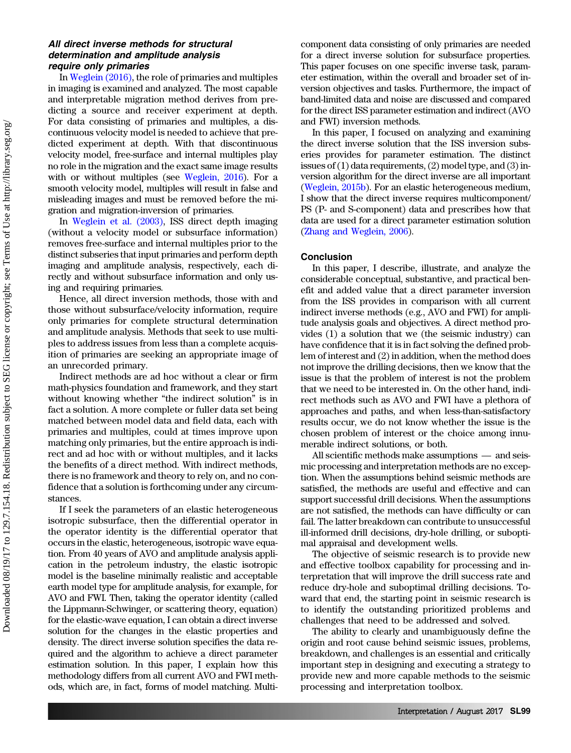### *All direct inverse methods for structural determination and amplitude analysis require only primaries*

In Weglein (2016), the role of primaries and multiples in imaging is examined and analyzed. The most capable and interpretable migration method derives from predicting a source and receiver experiment at depth. For data consisting of primaries and multiples, a discontinuous velocity model is needed to achieve that predicted experiment at depth. With that discontinuous velocity model, free-surface and internal multiples play no role in the migration and the exact same image results with or without multiples (see Weglein, 2016). For a smooth velocity model, multiples will result in false and misleading images and must be removed before the migration and migration-inversion of primaries.

In Weglein et al. (2003), ISS direct depth imaging (without a velocity model or subsurface information) removes free-surface and internal multiples prior to the distinct subseries that input primaries and perform depth imaging and amplitude analysis, respectively, each directly and without subsurface information and only using and requiring primaries.

Hence, all direct inversion methods, those with and those without subsurface/velocity information, require only primaries for complete structural determination and amplitude analysis. Methods that seek to use multiples to address issues from less than a complete acquisition of primaries are seeking an appropriate image of an unrecorded primary.

Indirect methods are ad hoc without a clear or firm math-physics foundation and framework, and they start without knowing whether "the indirect solution" is in fact a solution. A more complete or fuller data set being matched between model data and field data, each with primaries and multiples, could at times improve upon matching only primaries, but the entire approach is indirect and ad hoc with or without multiples, and it lacks the benefits of a direct method. With indirect methods, there is no framework and theory to rely on, and no confidence that a solution is forthcoming under any circumstances.

If I seek the parameters of an elastic heterogeneous isotropic subsurface, then the differential operator in the operator identity is the differential operator that occurs in the elastic, heterogeneous, isotropic wave equation. From 40 years of AVO and amplitude analysis application in the petroleum industry, the elastic isotropic model is the baseline minimally realistic and acceptable earth model type for amplitude analysis, for example, for AVO and FWI. Then, taking the operator identity (called the Lippmann-Schwinger, or scattering theory, equation) for the elastic-wave equation, I can obtain a direct inverse solution for the changes in the elastic properties and density. The direct inverse solution specifies the data required and the algorithm to achieve a direct parameter estimation solution. In this paper, I explain how this methodology differs from all current AVO and FWI methods, which are, in fact, forms of model matching. Multicomponent data consisting of only primaries are needed for a direct inverse solution for subsurface properties. This paper focuses on one specific inverse task, parameter estimation, within the overall and broader set of inversion objectives and tasks. Furthermore, the impact of band-limited data and noise are discussed and compared for the direct ISS parameter estimation and indirect (AVO and FWI) inversion methods.

In this paper, I focused on analyzing and examining the direct inverse solution that the ISS inversion subseries provides for parameter estimation. The distinct issues of (1) data requirements, (2) model type, and (3) inversion algorithm for the direct inverse are all important (Weglein, 2015b). For an elastic heterogeneous medium, I show that the direct inverse requires multicomponent/PS (P- and S-component) data and prescribes how that data are used for a direct parameter estimation solution (Zhang and Weglein, 2006).

## Conclusion

In this paper, I describe, illustrate, and analyze the considerable conceptual, substantive, and practical benefit and added value that a direct parameter inversion from the ISS provides in comparison with all current indirect inverse methods (e.g., AVO and FWI) for amplitude analysis goals and objectives. A direct method provides (1) a solution that we (the seismic industry) can have confidence that it is in fact solving the defined problem of interest and (2) in addition, when the method does not improve the drilling decisions, then we know that the issue is that the problem of interest is not the problem that we need to be interested in. On the other hand, indirect methods such as AVO and FWI have a plethora of approaches and paths, and when less-than-satisfactory results occur, we do not know whether the issue is the chosen problem of interest or the choice among innumerable indirect solutions, or both.

All scientific methods make assumptions — and seismic processing and interpretation methods are no exception. When the assumptions behind seismic methods are satisfied, the methods are useful and effective and can support successful drill decisions. When the assumptions are not satisfied, the methods can have difficulty or can fail. The latter breakdown can contribute to unsuccessful ill-informed drill decisions, dry-hole drilling, or suboptimal appraisal and development wells.

The objective of seismic research is to provide new and effective toolbox capability for processing and interpretation that will improve the drill success rate and reduce dry-hole and suboptimal drilling decisions. Toward that end, the starting point in seismic research is to identify the outstanding prioritized problems and challenges that need to be addressed and solved.

The ability to clearly and unambiguously define the origin and root cause behind seismic issues, problems, breakdown, and challenges is an essential and critically important step in designing and executing a strategy to provide new and more capable methods to the seismic processing and interpretation toolbox.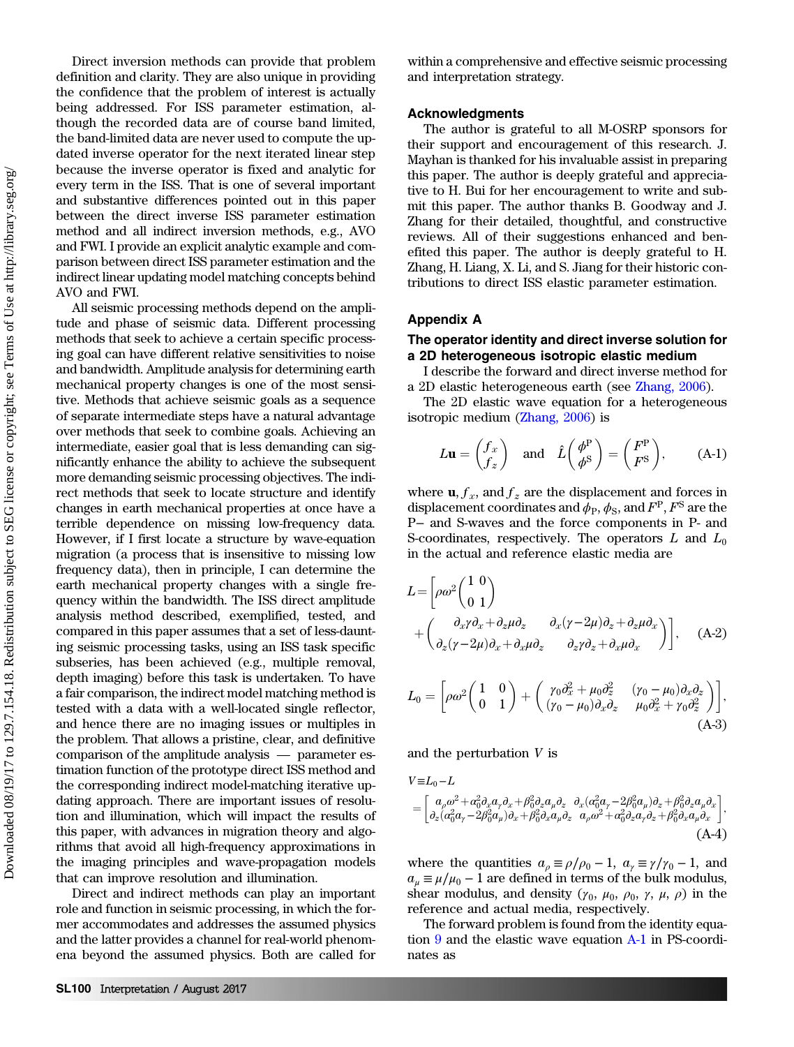Direct inversion methods can provide that problem definition and clarity. They are also unique in providing the confidence that the problem of interest is actually being addressed. For ISS parameter estimation, although the recorded data are of course band limited, the band-limited data are never used to compute the updated inverse operator for the next iterated linear step because the inverse operator is fixed and analytic for every term in the ISS. That is one of several important and substantive differences pointed out in this paper between the direct inverse ISS parameter estimation method and all indirect inversion methods, e.g., AVO and FWI. I provide an explicit analytic example and comparison between direct ISS parameter estimation and the indirect linear updating model matching concepts behind AVO and FWI.

All seismic processing methods depend on the amplitude and phase of seismic data. Different processing methods that seek to achieve a certain specific processing goal can have different relative sensitivities to noise and bandwidth. Amplitude analysis for determining earth mechanical property changes is one of the most sensitive. Methods that achieve seismic goals as a sequence of separate intermediate steps have a natural advantage over methods that seek to combine goals. Achieving an intermediate, easier goal that is less demanding can significantly enhance the ability to achieve the subsequent more demanding seismic processing objectives. The indirect methods that seek to locate structure and identify changes in earth mechanical properties at once have a terrible dependence on missing low-frequency data. However, if I first locate a structure by wave-equation migration (a process that is insensitive to missing low frequency data), then in principle, I can determine the earth mechanical property changes with a single frequency within the bandwidth. The ISS direct amplitude analysis method described, exemplified, tested, and compared in this paper assumes that a set of less-daunting seismic processing tasks, using an ISS task specific subseries, has been achieved (e.g., multiple removal, depth imaging) before this task is undertaken. To have a fair comparison, the indirect model matching method is tested with a data with a well-located single reflector, and hence there are no imaging issues or multiples in the problem. That allows a pristine, clear, and definitive comparison of the amplitude analysis — parameter estimation function of the prototype direct ISS method and the corresponding indirect model-matching iterative updating approach. There are important issues of resolution and illumination, which will impact the results of this paper, with advances in migration theory and algorithms that avoid all high-frequency approximations in the imaging principles and wave-propagation models that can improve resolution and illumination.

Direct and indirect methods can play an important role and function in seismic processing, in which the former accommodates and addresses the assumed physics and the latter provides a channel for real-world phenomena beyond the assumed physics. Both are called for within a comprehensive and effective seismic processing and interpretation strategy.

## Acknowledgments

The author is grateful to all M-OSRP sponsors for their support and encouragement of this research. J. Mayhan is thanked for his invaluable assist in preparing this paper. The author is deeply grateful and appreciative to H. Bui for her encouragement to write and submit this paper. The author thanks B. Goodway and J. Zhang for their detailed, thoughtful, and constructive reviews. All of their suggestions enhanced and benefited this paper. The author is deeply grateful to H. Zhang, H. Liang, X. Li, and S. Jiang for their historic contributions to direct ISS elastic parameter estimation.

## Appendix A

### The operator identity and direct inverse solution for a 2D heterogeneous isotropic elastic medium

I describe the forward and direct inverse method for a 2D elastic heterogeneous earth (see Zhang, 2006).

The 2D elastic wave equation for a heterogeneous isotropic medium (Zhang, 2006) is

$$L\mathbf{u} = \begin{pmatrix} f_x \\ f_z \end{pmatrix} \quad \text{and} \quad \hat{L}\begin{pmatrix} \phi^{\mathrm{P}} \\ \phi^{\mathrm{S}} \end{pmatrix} = \begin{pmatrix} F^{\mathrm{P}} \\ F^{\mathrm{S}} \end{pmatrix}, \tag{A-1}$$

where $\mathbf{u}$, $f_x$, and $f_z$ are the displacement and forces in displacement coordinates and $\phi_{\mathrm{P}}$, $\phi_{\mathrm{S}}$, and $F^{\mathrm{P}}$, $F^{\mathrm{S}}$ are the P− and S-waves and the force components in P- and S-coordinates, respectively. The operators $L$ and $L_0$ in the actual and reference elastic media are

$$L = \left[\rho\omega^2\begin{pmatrix} 1 & 0 \\ 0 & 1 \end{pmatrix} + \begin{pmatrix} \partial_x\gamma\partial_x + \partial_z\mu\partial_z & \partial_x(\gamma-2\mu)\partial_z + \partial_z\mu\partial_x \\ \partial_z(\gamma-2\mu)\partial_x + \partial_x\mu\partial_z & \partial_z\gamma\partial_z + \partial_x\mu\partial_x \end{pmatrix}\right], \tag{A-2}$$

$$L_0 = \left[\rho\omega^2\begin{pmatrix} 1 & 0 \\ 0 & 1 \end{pmatrix} + \begin{pmatrix} \gamma_0\partial_x^2 + \mu_0\partial_z^2 & (\gamma_0-\mu_0)\partial_x\partial_z \\ (\gamma_0-\mu_0)\partial_x\partial_z & \mu_0\partial_x^2 + \gamma_0\partial_z^2 \end{pmatrix}\right], \tag{A-3}$$

and the perturbation $V$ is

$$V \equiv L_0 - L = \begin{bmatrix} a_\rho\omega^2 + \alpha_0^2\partial_x a_\gamma\partial_x + \beta_0^2\partial_z a_\mu\partial_z & \partial_x(\alpha_0^2 a_\gamma - 2\beta_0^2 a_\mu)\partial_z + \beta_0^2\partial_z a_\mu\partial_x \\ \partial_z(\alpha_0^2 a_\gamma - 2\beta_0^2 a_\mu)\partial_x + \beta_0^2\partial_x a_\mu\partial_z & a_\rho\omega^2 + \alpha_0^2\partial_z a_\gamma\partial_z + \beta_0^2\partial_x a_\mu\partial_x \end{bmatrix}, \tag{A-4}$$

where the quantities $a_\rho \equiv \rho/\rho_0 - 1$, $a_\gamma \equiv \gamma/\gamma_0 - 1$, and $a_\mu \equiv \mu/\mu_0 - 1$ are defined in terms of the bulk modulus, shear modulus, and density ($\gamma_0$, $\mu_0$, $\rho_0$, $\gamma$, $\mu$, $\rho$) in the reference and actual media, respectively.

The forward problem is found from the identity equation 9 and the elastic wave equation A-1 in PS-coordinates as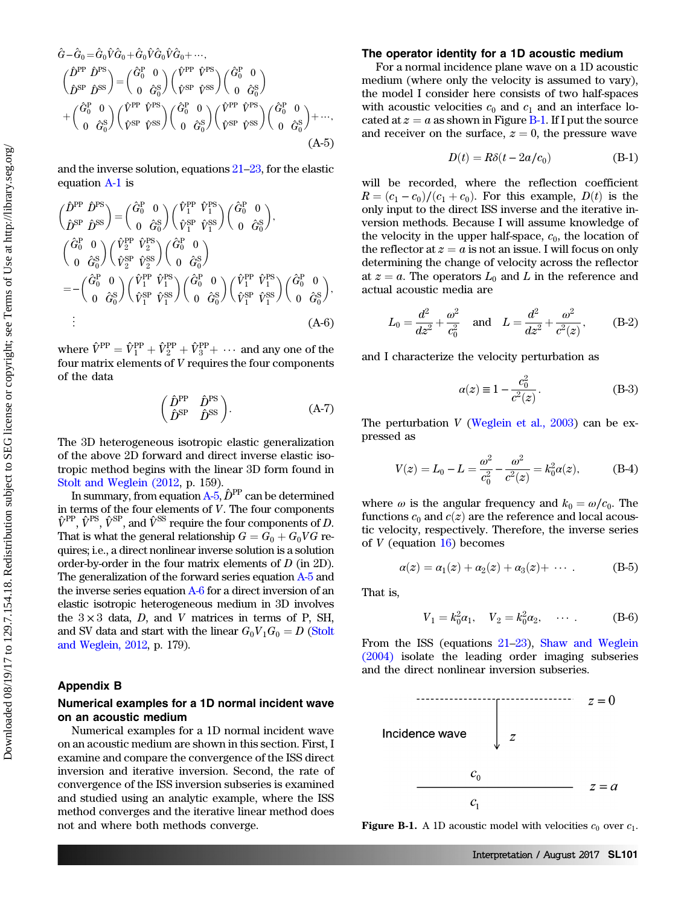$$\hat{G}-\hat{G}_0=\hat{G}_0\hat{V}\hat{G}_0+\hat{G}_0\hat{V}\hat{G}_0\hat{V}\hat{G}_0+\cdots,$$

$$\begin{pmatrix}\hat{D}^{\rm PP} & \hat{D}^{\rm PS}\\ \hat{D}^{\rm SP} & \hat{D}^{\rm SS}\end{pmatrix}=\begin{pmatrix}\hat{G}_0^{\rm P} & 0\\ 0 & \hat{G}_0^{\rm S}\end{pmatrix}\begin{pmatrix}\hat{V}^{\rm PP} & \hat{V}^{\rm PS}\\ \hat{V}^{\rm SP} & \hat{V}^{\rm SS}\end{pmatrix}\begin{pmatrix}\hat{G}_0^{\rm P} & 0\\ 0 & \hat{G}_0^{\rm S}\end{pmatrix}$$
$$+\begin{pmatrix}\hat{G}_0^{\rm P} & 0\\ 0 & \hat{G}_0^{\rm S}\end{pmatrix}\begin{pmatrix}\hat{V}^{\rm PP} & \hat{V}^{\rm PS}\\ \hat{V}^{\rm SP} & \hat{V}^{\rm SS}\end{pmatrix}\begin{pmatrix}\hat{G}_0^{\rm P} & 0\\ 0 & \hat{G}_0^{\rm S}\end{pmatrix}\begin{pmatrix}\hat{V}^{\rm PP} & \hat{V}^{\rm PS}\\ \hat{V}^{\rm SP} & \hat{V}^{\rm SS}\end{pmatrix}\begin{pmatrix}\hat{G}_0^{\rm P} & 0\\ 0 & \hat{G}_0^{\rm S}\end{pmatrix}+\cdots, \tag{A-5}$$

and the inverse solution, equations 21–23, for the elastic equation A-1 is

$$\begin{pmatrix}\hat{D}^{\rm PP} & \hat{D}^{\rm PS}\\ \hat{D}^{\rm SP} & \hat{D}^{\rm SS}\end{pmatrix}=\begin{pmatrix}\hat{G}_0^{\rm P} & 0\\ 0 & \hat{G}_0^{\rm S}\end{pmatrix}\begin{pmatrix}\hat{V}_1^{\rm PP} & \hat{V}_1^{\rm PS}\\ \hat{V}_1^{\rm SP} & \hat{V}_1^{\rm SS}\end{pmatrix}\begin{pmatrix}\hat{G}_0^{\rm P} & 0\\ 0 & \hat{G}_0^{\rm S}\end{pmatrix},$$

$$\begin{pmatrix}\hat{G}_0^{\rm P} & 0\\ 0 & \hat{G}_0^{\rm S}\end{pmatrix}\begin{pmatrix}\hat{V}_2^{\rm PP} & \hat{V}_2^{\rm PS}\\ \hat{V}_2^{\rm SP} & \hat{V}_2^{\rm SS}\end{pmatrix}\begin{pmatrix}\hat{G}_0^{\rm P} & 0\\ 0 & \hat{G}_0^{\rm S}\end{pmatrix}$$
$$=-\begin{pmatrix}\hat{G}_0^{\rm P} & 0\\ 0 & \hat{G}_0^{\rm S}\end{pmatrix}\begin{pmatrix}\hat{V}_1^{\rm PP} & \hat{V}_1^{\rm PS}\\ \hat{V}_1^{\rm SP} & \hat{V}_1^{\rm SS}\end{pmatrix}\begin{pmatrix}\hat{G}_0^{\rm P} & 0\\ 0 & \hat{G}_0^{\rm S}\end{pmatrix}\begin{pmatrix}\hat{V}_1^{\rm PP} & \hat{V}_1^{\rm PS}\\ \hat{V}_1^{\rm SP} & \hat{V}_1^{\rm SS}\end{pmatrix}\begin{pmatrix}\hat{G}_0^{\rm P} & 0\\ 0 & \hat{G}_0^{\rm S}\end{pmatrix},$$
$$\vdots \tag{A-6}$$

where $\hat{V}^{\rm PP}=\hat{V}_1^{\rm PP}+\hat{V}_2^{\rm PP}+\hat{V}_3^{\rm PP}+\cdots$ and any one of the four matrix elements of $V$ requires the four components of the data

$$\begin{pmatrix}\hat{D}^{\rm PP} & \hat{D}^{\rm PS}\\ \hat{D}^{\rm SP} & \hat{D}^{\rm SS}\end{pmatrix}. \tag{A-7}$$

The 3D heterogeneous isotropic elastic generalization of the above 2D forward and direct inverse elastic isotropic method begins with the linear 3D form found in Stolt and Weglein (2012, p. 159).

In summary, from equation A-5, $\hat{D}^{\rm PP}$ can be determined in terms of the four elements of $V$. The four components $\hat{V}^{\rm PP}$, $\hat{V}^{\rm PS}$, $\hat{V}^{\rm SP}$, and $\hat{V}^{\rm SS}$ require the four components of $D$. That is what the general relationship $G=G_0+G_0VG$ requires; i.e., a direct nonlinear inverse solution is a solution order-by-order in the four matrix elements of $D$ (in 2D). The generalization of the forward series equation A-5 and the inverse series equation A-6 for a direct inversion of an elastic isotropic heterogeneous medium in 3D involves the $3\times3$ data, $D$, and $V$ matrices in terms of P, SH, and SV data and start with the linear $G_0V_1G_0=D$ (Stolt and Weglein, 2012, p. 179).

## Appendix B

### Numerical examples for a 1D normal incident wave on an acoustic medium

Numerical examples for a 1D normal incident wave on an acoustic medium are shown in this section. First, I examine and compare the convergence of the ISS direct inversion and iterative inversion. Second, the rate of convergence of the ISS inversion subseries is examined and studied using an analytic example, where the ISS method converges and the iterative linear method does not and where both methods converge.

### The operator identity for a 1D acoustic medium

For a normal incidence plane wave on a 1D acoustic medium (where only the velocity is assumed to vary), the model I consider here consists of two half-spaces with acoustic velocities $c_0$ and $c_1$ and an interface located at $z=a$ as shown in Figure B-1. If I put the source and receiver on the surface, $z=0$, the pressure wave

$$D(t)=R\delta(t-2a/c_0) \tag{B-1}$$

will be recorded, where the reflection coefficient $R=(c_1-c_0)/(c_1+c_0)$. For this example, $D(t)$ is the only input to the direct ISS inverse and the iterative inversion methods. Because I will assume knowledge of the velocity in the upper half-space, $c_0$, the location of the reflector at $z=a$ is not an issue. I will focus on only determining the change of velocity across the reflector at $z=a$. The operators $L_0$ and $L$ in the reference and actual acoustic media are

$$L_0=\frac{d^2}{dz^2}+\frac{\omega^2}{c_0^2}\quad\text{and}\quad L=\frac{d^2}{dz^2}+\frac{\omega^2}{c^2(z)}, \tag{B-2}$$

and I characterize the velocity perturbation as

$$\alpha(z)\equiv1-\frac{c_0^2}{c^2(z)}. \tag{B-3}$$

The perturbation $V$ (Weglein et al., 2003) can be expressed as

$$V(z)=L_0-L=\frac{\omega^2}{c_0^2}-\frac{\omega^2}{c^2(z)}=k_0^2\alpha(z), \tag{B-4}$$

where $\omega$ is the angular frequency and $k_0=\omega/c_0$. The functions $c_0$ and $c(z)$ are the reference and local acoustic velocity, respectively. Therefore, the inverse series of $V$ (equation 16) becomes

$$\alpha(z)=\alpha_1(z)+\alpha_2(z)+\alpha_3(z)+\cdots. \tag{B-5}$$

That is,

$$V_1=k_0^2\alpha_1,\quad V_2=k_0^2\alpha_2,\quad\cdots. \tag{B-6}$$

From the ISS (equations 21–23), Shaw and Weglein (2004) isolate the leading order imaging subseries and the direct nonlinear inversion subseries.

Figure B-1. A 1D acoustic model with velocities $c_0$ over $c_1$.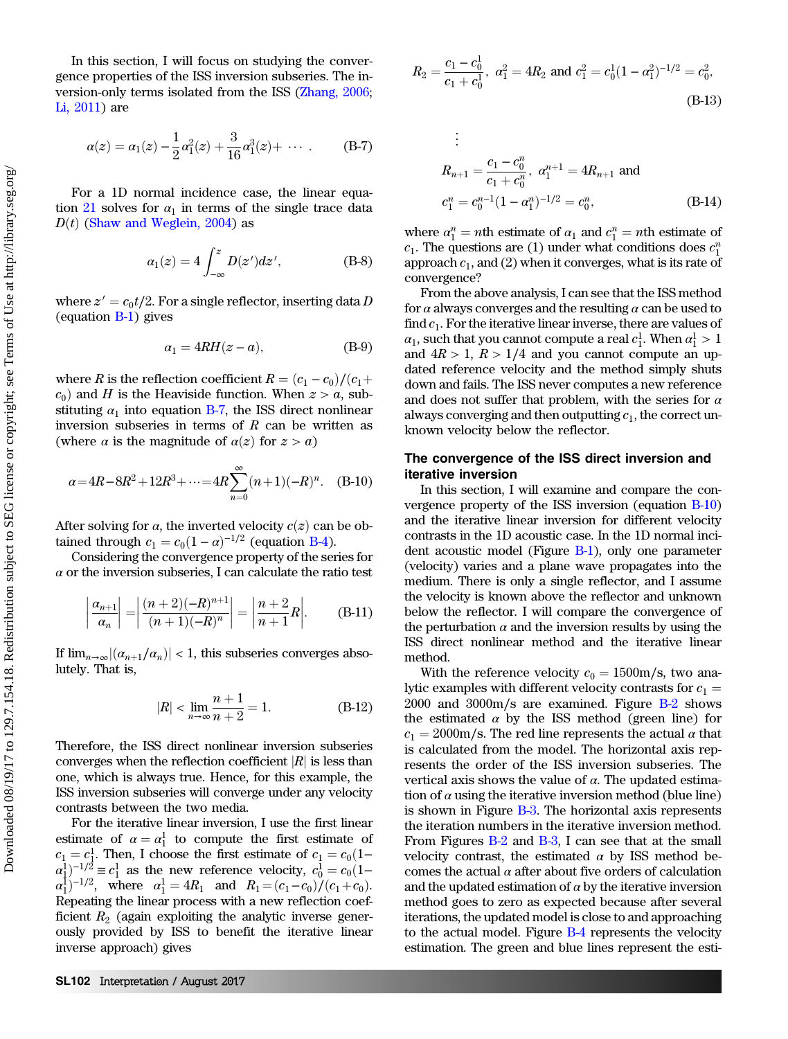In this section, I will focus on studying the convergence properties of the ISS inversion subseries. The inversion-only terms isolated from the ISS (Zhang, 2006; Li, 2011) are

$$\alpha(z) = \alpha_1(z) - \frac{1}{2}\alpha_1^2(z) + \frac{3}{16}\alpha_1^3(z) + \cdots . \qquad \text{(B-7)}$$

For a 1D normal incidence case, the linear equation 21 solves for $\alpha_1$ in terms of the single trace data $D(t)$ (Shaw and Weglein, 2004) as

$$\alpha_1(z) = 4\int_{-\infty}^{z} D(z')dz', \qquad \text{(B-8)}$$

where $z' = c_0 t/2$. For a single reflector, inserting data $D$ (equation B-1) gives

$$\alpha_1 = 4RH(z - a), \qquad \text{(B-9)}$$

where $R$ is the reflection coefficient $R = (c_1 - c_0)/(c_1 + c_0)$ and $H$ is the Heaviside function. When $z > a$, substituting $\alpha_1$ into equation B-7, the ISS direct nonlinear inversion subseries in terms of $R$ can be written as (where $\alpha$ is the magnitude of $\alpha(z)$ for $z > a$)

$$\alpha = 4R - 8R^2 + 12R^3 + \cdots = 4R\sum_{n=0}^{\infty}(n+1)(-R)^n. \qquad \text{(B-10)}$$

After solving for $\alpha$, the inverted velocity $c(z)$ can be obtained through $c_1 = c_0(1-\alpha)^{-1/2}$ (equation B-4).

Considering the convergence property of the series for $\alpha$ or the inversion subseries, I can calculate the ratio test

$$\left|\frac{\alpha_{n+1}}{\alpha_n}\right| = \left|\frac{(n+2)(-R)^{n+1}}{(n+1)(-R)^n}\right| = \left|\frac{n+2}{n+1}R\right|. \qquad \text{(B-11)}$$

If $\lim_{n\to\infty}|(\alpha_{n+1}/\alpha_n)| < 1$, this subseries converges absolutely. That is,

$$|R| < \lim_{n\to\infty}\frac{n+1}{n+2} = 1. \qquad \text{(B-12)}$$

Therefore, the ISS direct nonlinear inversion subseries converges when the reflection coefficient $|R|$ is less than one, which is always true. Hence, for this example, the ISS inversion subseries will converge under any velocity contrasts between the two media.

For the iterative linear inversion, I use the first linear estimate of $\alpha = \alpha_1^1$ to compute the first estimate of $c_1 = c_1^1$. Then, I choose the first estimate of $c_1 = c_0(1-\alpha_1^1)^{-1/2} \equiv c_1^1$ as the new reference velocity, $c_0^1 = c_0(1-\alpha_1^1)^{-1/2}$, where $\alpha_1^1 = 4R_1$ and $R_1 = (c_1 - c_0)/(c_1 + c_0)$. Repeating the linear process with a new reflection coefficient $R_2$ (again exploiting the analytic inverse generously provided by ISS to benefit the iterative linear inverse approach) gives

$$R_2 = \frac{c_1 - c_0^1}{c_1 + c_0^1},\ \alpha_1^2 = 4R_2 \text{ and } c_1^2 = c_0^1(1-\alpha_1^2)^{-1/2} = c_0^2, \qquad \text{(B-13)}$$

$$\vdots$$

$$R_{n+1} = \frac{c_1 - c_0^n}{c_1 + c_0^n},\ \alpha_1^{n+1} = 4R_{n+1} \text{ and}$$
$$c_1^n = c_0^{n-1}(1-\alpha_1^n)^{-1/2} = c_0^n, \qquad \text{(B-14)}$$

where $\alpha_1^n = n$th estimate of $\alpha_1$ and $c_1^n = n$th estimate of $c_1$. The questions are (1) under what conditions does $c_1^n$ approach $c_1$, and (2) when it converges, what is its rate of convergence?

From the above analysis, I can see that the ISS method for $\alpha$ always converges and the resulting $\alpha$ can be used to find $c_1$. For the iterative linear inverse, there are values of $\alpha_1$, such that you cannot compute a real $c_1^1$. When $\alpha_1^1 > 1$ and $4R > 1$, $R > 1/4$ and you cannot compute an updated reference velocity and the method simply shuts down and fails. The ISS never computes a new reference and does not suffer that problem, with the series for $\alpha$ always converging and then outputting $c_1$, the correct unknown velocity below the reflector.

## The convergence of the ISS direct inversion and iterative inversion

In this section, I will examine and compare the convergence property of the ISS inversion (equation B-10) and the iterative linear inversion for different velocity contrasts in the 1D acoustic case. In the 1D normal incident acoustic model (Figure B-1), only one parameter (velocity) varies and a plane wave propagates into the medium. There is only a single reflector, and I assume the velocity is known above the reflector and unknown below the reflector. I will compare the convergence of the perturbation $\alpha$ and the inversion results by using the ISS direct nonlinear method and the iterative linear method.

With the reference velocity $c_0 = 1500\text{m/s}$, two analytic examples with different velocity contrasts for $c_1 = 2000$ and $3000\text{m/s}$ are examined. Figure B-2 shows the estimated $\alpha$ by the ISS method (green line) for $c_1 = 2000\text{m/s}$. The red line represents the actual $\alpha$ that is calculated from the model. The horizontal axis represents the order of the ISS inversion subseries. The vertical axis shows the value of $\alpha$. The updated estimation of $\alpha$ using the iterative inversion method (blue line) is shown in Figure B-3. The horizontal axis represents the iteration numbers in the iterative inversion method. From Figures B-2 and B-3, I can see that at the small velocity contrast, the estimated $\alpha$ by ISS method becomes the actual $\alpha$ after about five orders of calculation and the updated estimation of $\alpha$ by the iterative inversion method goes to zero as expected because after several iterations, the updated model is close to and approaching to the actual model. Figure B-4 represents the velocity estimation. The green and blue lines represent the esti-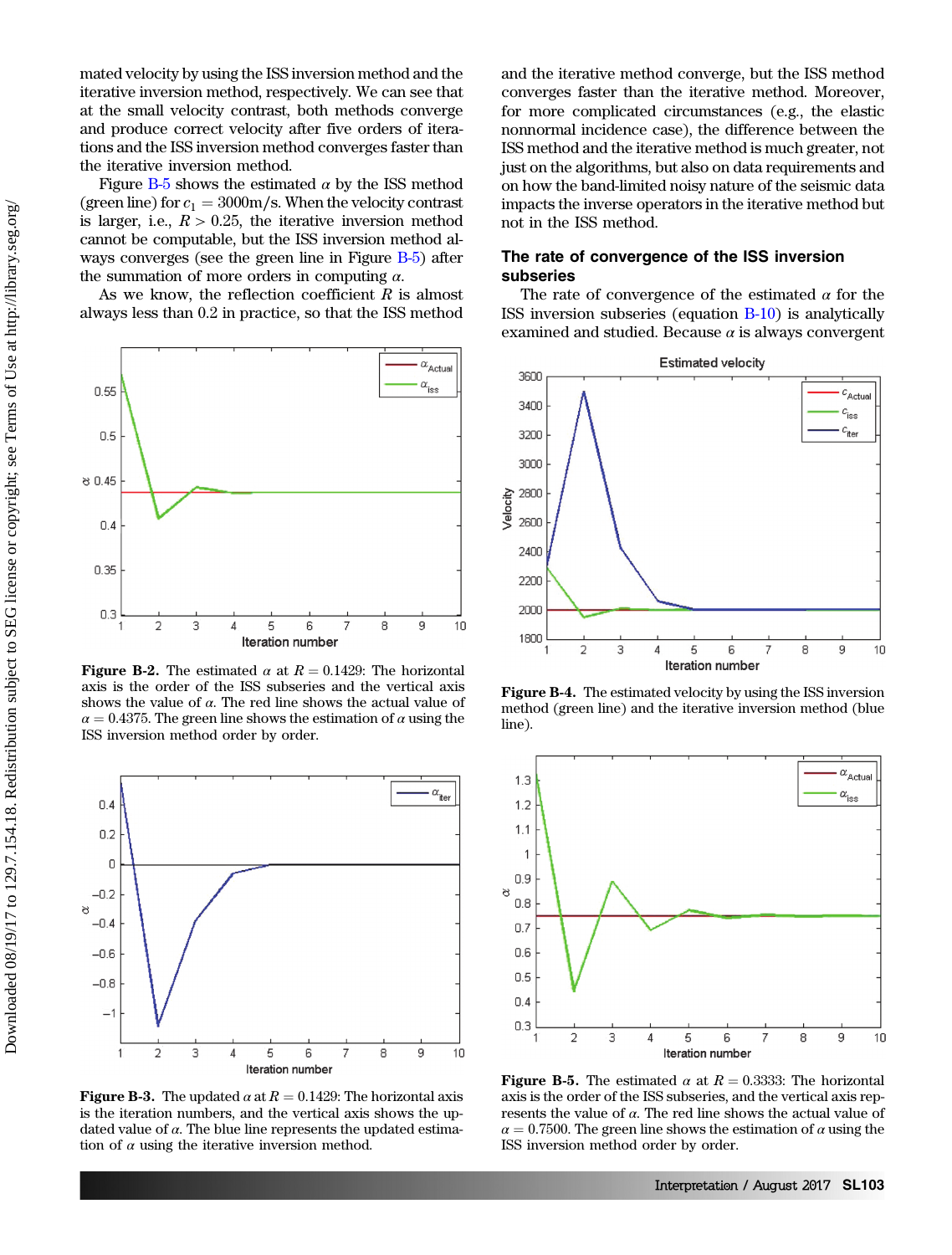mated velocity by using the ISS inversion method and the iterative inversion method, respectively. We can see that at the small velocity contrast, both methods converge and produce correct velocity after five orders of iterations and the ISS inversion method converges faster than the iterative inversion method.

Figure B-5 shows the estimated $\alpha$ by the ISS method (green line) for $c_1 = 3000\,\mathrm{m/s}$. When the velocity contrast is larger, i.e., $R > 0.25$, the iterative inversion method cannot be computable, but the ISS inversion method always converges (see the green line in Figure B-5) after the summation of more orders in computing $\alpha$.

As we know, the reflection coefficient $R$ is almost always less than 0.2 in practice, so that the ISS method and the iterative method converge, but the ISS method converges faster than the iterative method. Moreover, for more complicated circumstances (e.g., the elastic nonnormal incidence case), the difference between the ISS method and the iterative method is much greater, not just on the algorithms, but also on data requirements and on how the band-limited noisy nature of the seismic data impacts the inverse operators in the iterative method but not in the ISS method.

Figure B-2. The estimated $\alpha$ at $R = 0.1429$: The horizontal axis is the order of the ISS subseries and the vertical axis shows the value of $\alpha$. The red line shows the actual value of $\alpha = 0.4375$. The green line shows the estimation of $\alpha$ using the ISS inversion method order by order.

Figure B-3. The updated $\alpha$ at $R = 0.1429$: The horizontal axis is the iteration numbers, and the vertical axis shows the updated value of $\alpha$. The blue line represents the updated estimation of $\alpha$ using the iterative inversion method.

## The rate of convergence of the ISS inversion subseries

The rate of convergence of the estimated $\alpha$ for the ISS inversion subseries (equation B-10) is analytically examined and studied. Because $\alpha$ is always convergent

Figure B-4. The estimated velocity by using the ISS inversion method (green line) and the iterative inversion method (blue line).

Figure B-5. The estimated $\alpha$ at $R = 0.3333$: The horizontal axis is the order of the ISS subseries, and the vertical axis represents the value of $\alpha$. The red line shows the actual value of $\alpha = 0.7500$. The green line shows the estimation of $\alpha$ using the ISS inversion method order by order.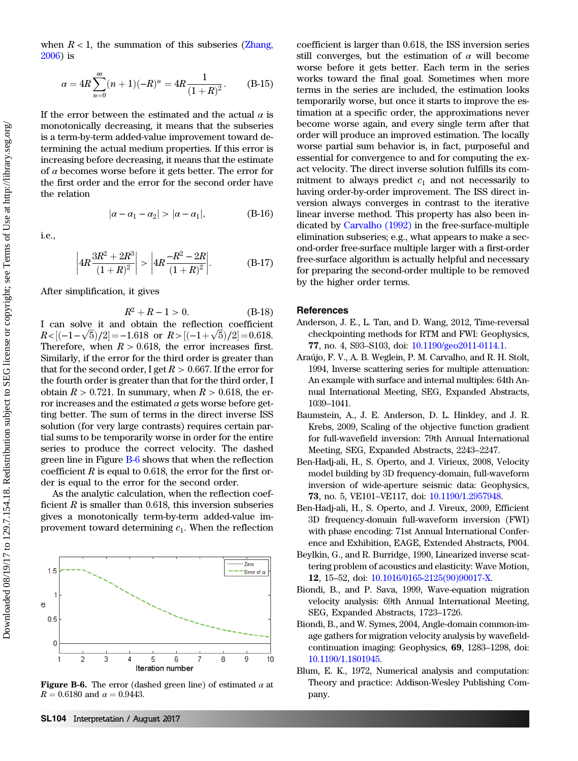when $R < 1$, the summation of this subseries (Zhang, 2006) is

$$\alpha = 4R\sum_{n=0}^{\infty}(n+1)(-R)^n = 4R\frac{1}{(1+R)^2}. \quad \text{(B-15)}$$

If the error between the estimated and the actual $\alpha$ is monotonically decreasing, it means that the subseries is a term-by-term added-value improvement toward determining the actual medium properties. If this error is increasing before decreasing, it means that the estimate of $\alpha$ becomes worse before it gets better. The error for the first order and the error for the second order have the relation

$$|\alpha - \alpha_1 - \alpha_2| > |\alpha - \alpha_1|, \quad \text{(B-16)}$$

i.e.,

$$\left|4R\frac{3R^2+2R^3}{(1+R)^2}\right| > \left|4R\frac{-R^2-2R}{(1+R)^2}\right|. \quad \text{(B-17)}$$

After simplification, it gives

$$R^2 + R - 1 > 0. \quad \text{(B-18)}$$

I can solve it and obtain the reflection coefficient $R<[(-1-\sqrt{5})/2]=-1.618$ or $R>[(-1+\sqrt{5})/2]=0.618$. Therefore, when $R > 0.618$, the error increases first. Similarly, if the error for the third order is greater than that for the second order, I get $R > 0.667$. If the error for the fourth order is greater than that for the third order, I obtain $R > 0.721$. In summary, when $R > 0.618$, the error increases and the estimated $\alpha$ gets worse before getting better. The sum of terms in the direct inverse ISS solution (for very large contrasts) requires certain partial sums to be temporarily worse in order for the entire series to produce the correct velocity. The dashed green line in Figure B-6 shows that when the reflection coefficient $R$ is equal to 0.618, the error for the first order is equal to the error for the second order.

As the analytic calculation, when the reflection coefficient $R$ is smaller than 0.618, this inversion subseries gives a monotonically term-by-term added-value improvement toward determining $c_1$. When the reflection coefficient is larger than 0.618, the ISS inversion series still converges, but the estimation of $\alpha$ will become worse before it gets better. Each term in the series works toward the final goal. Sometimes when more terms in the series are included, the estimation looks temporarily worse, but once it starts to improve the estimation at a specific order, the approximations never become worse again, and every single term after that order will produce an improved estimation. The locally worse partial sum behavior is, in fact, purposeful and essential for convergence to and for computing the exact velocity. The direct inverse solution fulfills its commitment to always predict $c_1$ and not necessarily to having order-by-order improvement. The ISS direct inversion always converges in contrast to the iterative linear inverse method. This property has also been indicated by Carvalho (1992) in the free-surface-multiple elimination subseries; e.g., what appears to make a second-order free-surface multiple larger with a first-order free-surface algorithm is actually helpful and necessary for preparing the second-order multiple to be removed by the higher order terms.

**Figure B-6.** The error (dashed green line) of estimated $\alpha$ at $R = 0.6180$ and $\alpha = 0.9443$.

## References

Anderson, J. E., L. Tan, and D. Wang, 2012, Time-reversal checkpointing methods for RTM and FWI: Geophysics, **77**, no. 4, S93–S103, doi: 10.1190/geo2011-0114.1.

Araújo, F. V., A. B. Weglein, P. M. Carvalho, and R. H. Stolt, 1994, Inverse scattering series for multiple attenuation: An example with surface and internal multiples: 64th Annual International Meeting, SEG, Expanded Abstracts, 1039–1041.

Baumstein, A., J. E. Anderson, D. L. Hinkley, and J. R. Krebs, 2009, Scaling of the objective function gradient for full-wavefield inversion: 79th Annual International Meeting, SEG, Expanded Abstracts, 2243–2247.

Ben-Hadj-ali, H., S. Operto, and J. Virieux, 2008, Velocity model building by 3D frequency-domain, full-waveform inversion of wide-aperture seismic data: Geophysics, **73**, no. 5, VE101–VE117, doi: 10.1190/1.2957948.

Ben-Hadj-ali, H., S. Operto, and J. Vireux, 2009, Efficient 3D frequency-domain full-waveform inversion (FWI) with phase encoding: 71st Annual International Conference and Exhibition, EAGE, Extended Abstracts, P004.

Beylkin, G., and R. Burridge, 1990, Linearized inverse scattering problem of acoustics and elasticity: Wave Motion, **12**, 15–52, doi: 10.1016/0165-2125(90)90017-X.

Biondi, B., and P. Sava, 1999, Wave-equation migration velocity analysis: 69th Annual International Meeting, SEG, Expanded Abstracts, 1723–1726.

Biondi, B., and W. Symes, 2004, Angle-domain common-image gathers for migration velocity analysis by wavefield-continuation imaging: Geophysics, **69**, 1283–1298, doi: 10.1190/1.1801945.

Blum, E. K., 1972, Numerical analysis and computation: Theory and practice: Addison-Wesley Publishing Company.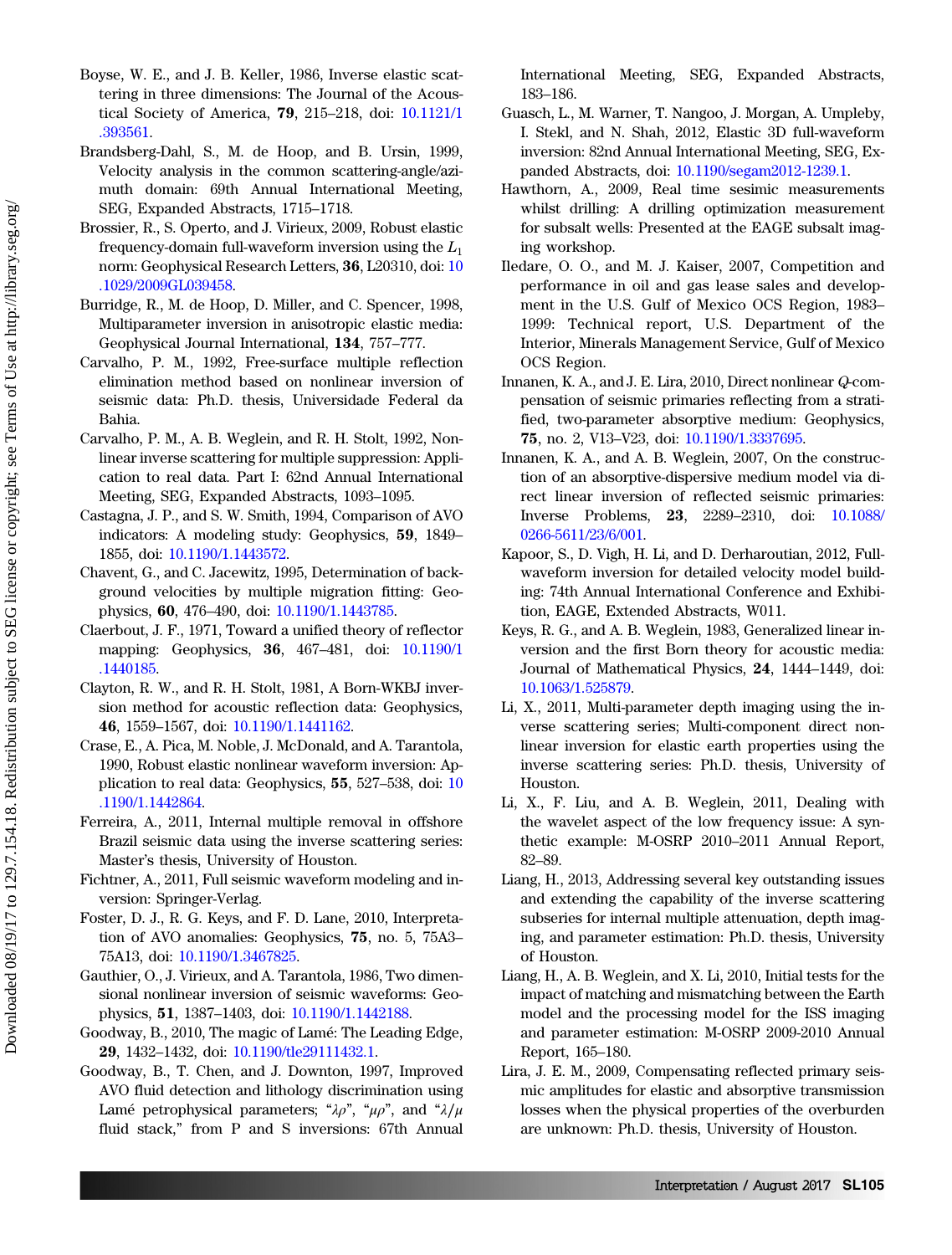Boyse, W. E., and J. B. Keller, 1986, Inverse elastic scattering in three dimensions: The Journal of the Acoustical Society of America, **79**, 215–218, doi: 10.1121/1.393561.

Brandsberg-Dahl, S., M. de Hoop, and B. Ursin, 1999, Velocity analysis in the common scattering-angle/azimuth domain: 69th Annual International Meeting, SEG, Expanded Abstracts, 1715–1718.

Brossier, R., S. Operto, and J. Virieux, 2009, Robust elastic frequency-domain full-waveform inversion using the $L_1$ norm: Geophysical Research Letters, **36**, L20310, doi: 10.1029/2009GL039458.

Burridge, R., M. de Hoop, D. Miller, and C. Spencer, 1998, Multiparameter inversion in anisotropic elastic media: Geophysical Journal International, **134**, 757–777.

Carvalho, P. M., 1992, Free-surface multiple reflection elimination method based on nonlinear inversion of seismic data: Ph.D. thesis, Universidade Federal da Bahia.

Carvalho, P. M., A. B. Weglein, and R. H. Stolt, 1992, Nonlinear inverse scattering for multiple suppression: Application to real data. Part I: 62nd Annual International Meeting, SEG, Expanded Abstracts, 1093–1095.

Castagna, J. P., and S. W. Smith, 1994, Comparison of AVO indicators: A modeling study: Geophysics, **59**, 1849–1855, doi: 10.1190/1.1443572.

Chavent, G., and C. Jacewitz, 1995, Determination of background velocities by multiple migration fitting: Geophysics, **60**, 476–490, doi: 10.1190/1.1443785.

Claerbout, J. F., 1971, Toward a unified theory of reflector mapping: Geophysics, **36**, 467–481, doi: 10.1190/1.1440185.

Clayton, R. W., and R. H. Stolt, 1981, A Born-WKBJ inversion method for acoustic reflection data: Geophysics, **46**, 1559–1567, doi: 10.1190/1.1441162.

Crase, E., A. Pica, M. Noble, J. McDonald, and A. Tarantola, 1990, Robust elastic nonlinear waveform inversion: Application to real data: Geophysics, **55**, 527–538, doi: 10.1190/1.1442864.

Ferreira, A., 2011, Internal multiple removal in offshore Brazil seismic data using the inverse scattering series: Master's thesis, University of Houston.

Fichtner, A., 2011, Full seismic waveform modeling and inversion: Springer-Verlag.

Foster, D. J., R. G. Keys, and F. D. Lane, 2010, Interpretation of AVO anomalies: Geophysics, **75**, no. 5, 75A3–75A13, doi: 10.1190/1.3467825.

Gauthier, O., J. Virieux, and A. Tarantola, 1986, Two dimensional nonlinear inversion of seismic waveforms: Geophysics, **51**, 1387–1403, doi: 10.1190/1.1442188.

Goodway, B., 2010, The magic of Lamé: The Leading Edge, **29**, 1432–1432, doi: 10.1190/tle29111432.1.

Goodway, B., T. Chen, and J. Downton, 1997, Improved AVO fluid detection and lithology discrimination using Lamé petrophysical parameters; "$\lambda\rho$", "$\mu\rho$", and "$\lambda/\mu$ fluid stack," from P and S inversions: 67th Annual International Meeting, SEG, Expanded Abstracts, 183–186.

Guasch, L., M. Warner, T. Nangoo, J. Morgan, A. Umpleby, I. Stekl, and N. Shah, 2012, Elastic 3D full-waveform inversion: 82nd Annual International Meeting, SEG, Expanded Abstracts, doi: 10.1190/segam2012-1239.1.

Hawthorn, A., 2009, Real time sesimic measurements whilst drilling: A drilling optimization measurement for subsalt wells: Presented at the EAGE subsalt imaging workshop.

Iledare, O. O., and M. J. Kaiser, 2007, Competition and performance in oil and gas lease sales and development in the U.S. Gulf of Mexico OCS Region, 1983–1999: Technical report, U.S. Department of the Interior, Minerals Management Service, Gulf of Mexico OCS Region.

Innanen, K. A., and J. E. Lira, 2010, Direct nonlinear *Q*-compensation of seismic primaries reflecting from a stratified, two-parameter absorptive medium: Geophysics, **75**, no. 2, V13–V23, doi: 10.1190/1.3337695.

Innanen, K. A., and A. B. Weglein, 2007, On the construction of an absorptive-dispersive medium model via direct linear inversion of reflected seismic primaries: Inverse Problems, **23**, 2289–2310, doi: 10.1088/0266-5611/23/6/001.

Kapoor, S., D. Vigh, H. Li, and D. Derharoutian, 2012, Full-waveform inversion for detailed velocity model building: 74th Annual International Conference and Exhibition, EAGE, Extended Abstracts, W011.

Keys, R. G., and A. B. Weglein, 1983, Generalized linear inversion and the first Born theory for acoustic media: Journal of Mathematical Physics, **24**, 1444–1449, doi: 10.1063/1.525879.

Li, X., 2011, Multi-parameter depth imaging using the inverse scattering series; Multi-component direct nonlinear inversion for elastic earth properties using the inverse scattering series: Ph.D. thesis, University of Houston.

Li, X., F. Liu, and A. B. Weglein, 2011, Dealing with the wavelet aspect of the low frequency issue: A synthetic example: M-OSRP 2010–2011 Annual Report, 82–89.

Liang, H., 2013, Addressing several key outstanding issues and extending the capability of the inverse scattering subseries for internal multiple attenuation, depth imaging, and parameter estimation: Ph.D. thesis, University of Houston.

Liang, H., A. B. Weglein, and X. Li, 2010, Initial tests for the impact of matching and mismatching between the Earth model and the processing model for the ISS imaging and parameter estimation: M-OSRP 2009-2010 Annual Report, 165–180.

Lira, J. E. M., 2009, Compensating reflected primary seismic amplitudes for elastic and absorptive transmission losses when the physical properties of the overburden are unknown: Ph.D. thesis, University of Houston.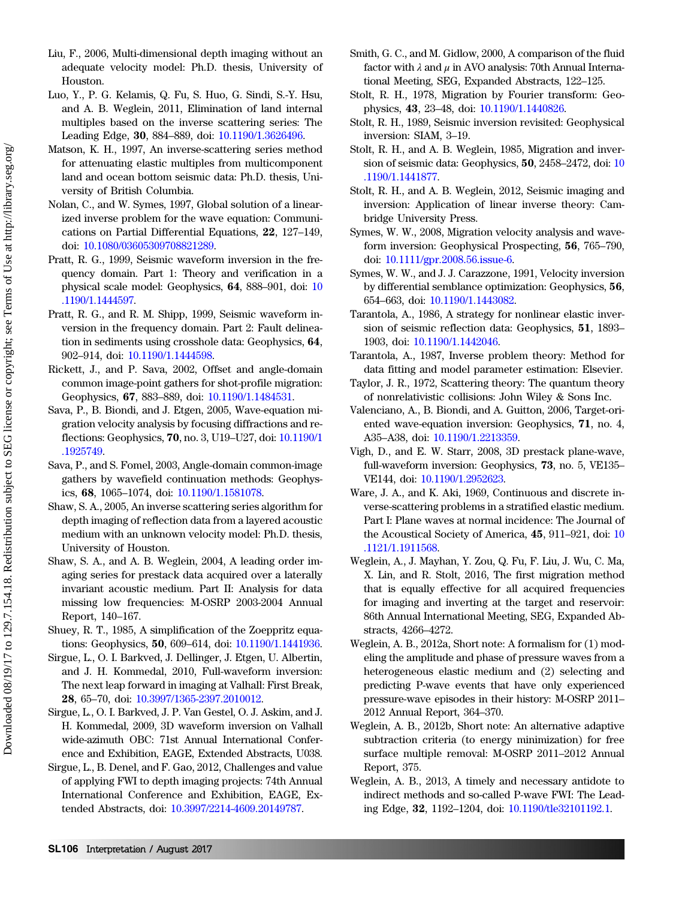Liu, F., 2006, Multi-dimensional depth imaging without an adequate velocity model: Ph.D. thesis, University of Houston.

Luo, Y., P. G. Kelamis, Q. Fu, S. Huo, G. Sindi, S.-Y. Hsu, and A. B. Weglein, 2011, Elimination of land internal multiples based on the inverse scattering series: The Leading Edge, **30**, 884–889, doi: 10.1190/1.3626496.

Matson, K. H., 1997, An inverse-scattering series method for attenuating elastic multiples from multicomponent land and ocean bottom seismic data: Ph.D. thesis, University of British Columbia.

Nolan, C., and W. Symes, 1997, Global solution of a linearized inverse problem for the wave equation: Communications on Partial Differential Equations, **22**, 127–149, doi: 10.1080/03605309708821289.

Pratt, R. G., 1999, Seismic waveform inversion in the frequency domain. Part 1: Theory and verification in a physical scale model: Geophysics, **64**, 888–901, doi: 10.1190/1.1444597.

Pratt, R. G., and R. M. Shipp, 1999, Seismic waveform inversion in the frequency domain. Part 2: Fault delineation in sediments using crosshole data: Geophysics, **64**, 902–914, doi: 10.1190/1.1444598.

Rickett, J., and P. Sava, 2002, Offset and angle-domain common image-point gathers for shot-profile migration: Geophysics, **67**, 883–889, doi: 10.1190/1.1484531.

Sava, P., B. Biondi, and J. Etgen, 2005, Wave-equation migration velocity analysis by focusing diffractions and reflections: Geophysics, **70**, no. 3, U19–U27, doi: 10.1190/1.1925749.

Sava, P., and S. Fomel, 2003, Angle-domain common-image gathers by wavefield continuation methods: Geophysics, **68**, 1065–1074, doi: 10.1190/1.1581078.

Shaw, S. A., 2005, An inverse scattering series algorithm for depth imaging of reflection data from a layered acoustic medium with an unknown velocity model: Ph.D. thesis, University of Houston.

Shaw, S. A., and A. B. Weglein, 2004, A leading order imaging series for prestack data acquired over a laterally invariant acoustic medium. Part II: Analysis for data missing low frequencies: M-OSRP 2003-2004 Annual Report, 140–167.

Shuey, R. T., 1985, A simplification of the Zoeppritz equations: Geophysics, **50**, 609–614, doi: 10.1190/1.1441936.

Sirgue, L., O. I. Barkved, J. Dellinger, J. Etgen, U. Albertin, and J. H. Kommedal, 2010, Full-waveform inversion: The next leap forward in imaging at Valhall: First Break, **28**, 65–70, doi: 10.3997/1365-2397.2010012.

Sirgue, L., O. I. Barkved, J. P. Van Gestel, O. J. Askim, and J. H. Kommedal, 2009, 3D waveform inversion on Valhall wide-azimuth OBC: 71st Annual International Conference and Exhibition, EAGE, Extended Abstracts, U038.

Sirgue, L., B. Denel, and F. Gao, 2012, Challenges and value of applying FWI to depth imaging projects: 74th Annual International Conference and Exhibition, EAGE, Extended Abstracts, doi: 10.3997/2214-4609.20149787.

Smith, G. C., and M. Gidlow, 2000, A comparison of the fluid factor with $\lambda$ and $\mu$ in AVO analysis: 70th Annual International Meeting, SEG, Expanded Abstracts, 122–125.

Stolt, R. H., 1978, Migration by Fourier transform: Geophysics, **43**, 23–48, doi: 10.1190/1.1440826.

Stolt, R. H., 1989, Seismic inversion revisited: Geophysical inversion: SIAM, 3–19.

Stolt, R. H., and A. B. Weglein, 1985, Migration and inversion of seismic data: Geophysics, **50**, 2458–2472, doi: 10.1190/1.1441877.

Stolt, R. H., and A. B. Weglein, 2012, Seismic imaging and inversion: Application of linear inverse theory: Cambridge University Press.

Symes, W. W., 2008, Migration velocity analysis and waveform inversion: Geophysical Prospecting, **56**, 765–790, doi: 10.1111/gpr.2008.56.issue-6.

Symes, W. W., and J. J. Carazzone, 1991, Velocity inversion by differential semblance optimization: Geophysics, **56**, 654–663, doi: 10.1190/1.1443082.

Tarantola, A., 1986, A strategy for nonlinear elastic inversion of seismic reflection data: Geophysics, **51**, 1893–1903, doi: 10.1190/1.1442046.

Tarantola, A., 1987, Inverse problem theory: Method for data fitting and model parameter estimation: Elsevier.

Taylor, J. R., 1972, Scattering theory: The quantum theory of nonrelativistic collisions: John Wiley & Sons Inc.

Valenciano, A., B. Biondi, and A. Guitton, 2006, Target-oriented wave-equation inversion: Geophysics, **71**, no. 4, A35–A38, doi: 10.1190/1.2213359.

Vigh, D., and E. W. Starr, 2008, 3D prestack plane-wave, full-waveform inversion: Geophysics, **73**, no. 5, VE135–VE144, doi: 10.1190/1.2952623.

Ware, J. A., and K. Aki, 1969, Continuous and discrete inverse-scattering problems in a stratified elastic medium. Part I: Plane waves at normal incidence: The Journal of the Acoustical Society of America, **45**, 911–921, doi: 10.1121/1.1911568.

Weglein, A., J. Mayhan, Y. Zou, Q. Fu, F. Liu, J. Wu, C. Ma, X. Lin, and R. Stolt, 2016, The first migration method that is equally effective for all acquired frequencies for imaging and inverting at the target and reservoir: 86th Annual International Meeting, SEG, Expanded Abstracts, 4266–4272.

Weglein, A. B., 2012a, Short note: A formalism for (1) modeling the amplitude and phase of pressure waves from a heterogeneous elastic medium and (2) selecting and predicting P-wave events that have only experienced pressure-wave episodes in their history: M-OSRP 2011–2012 Annual Report, 364–370.

Weglein, A. B., 2012b, Short note: An alternative adaptive subtraction criteria (to energy minimization) for free surface multiple removal: M-OSRP 2011–2012 Annual Report, 375.

Weglein, A. B., 2013, A timely and necessary antidote to indirect methods and so-called P-wave FWI: The Leading Edge, **32**, 1192–1204, doi: 10.1190/tle32101192.1.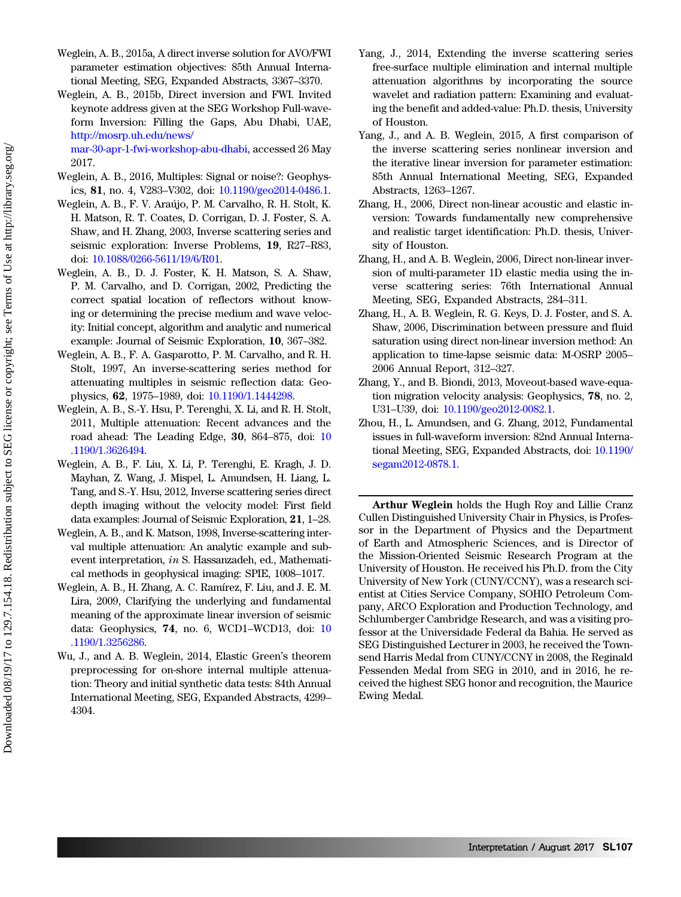Weglein, A. B., 2015a, A direct inverse solution for AVO/FWI parameter estimation objectives: 85th Annual International Meeting, SEG, Expanded Abstracts, 3367–3370.

Weglein, A. B., 2015b, Direct inversion and FWI. Invited keynote address given at the SEG Workshop Full-waveform Inversion: Filling the Gaps, Abu Dhabi, UAE, http://mosrp.uh.edu/news/mar-30-apr-1-fwi-workshop-abu-dhabi, accessed 26 May 2017.

Weglein, A. B., 2016, Multiples: Signal or noise?: Geophysics, **81**, no. 4, V283–V302, doi: 10.1190/geo2014-0486.1.

Weglein, A. B., F. V. Araújo, P. M. Carvalho, R. H. Stolt, K. H. Matson, R. T. Coates, D. Corrigan, D. J. Foster, S. A. Shaw, and H. Zhang, 2003, Inverse scattering series and seismic exploration: Inverse Problems, **19**, R27–R83, doi: 10.1088/0266-5611/19/6/R01.

Weglein, A. B., D. J. Foster, K. H. Matson, S. A. Shaw, P. M. Carvalho, and D. Corrigan, 2002, Predicting the correct spatial location of reflectors without knowing or determining the precise medium and wave velocity: Initial concept, algorithm and analytic and numerical example: Journal of Seismic Exploration, **10**, 367–382.

Weglein, A. B., F. A. Gasparotto, P. M. Carvalho, and R. H. Stolt, 1997, An inverse-scattering series method for attenuating multiples in seismic reflection data: Geophysics, **62**, 1975–1989, doi: 10.1190/1.1444298.

Weglein, A. B., S.-Y. Hsu, P. Terenghi, X. Li, and R. H. Stolt, 2011, Multiple attenuation: Recent advances and the road ahead: The Leading Edge, **30**, 864–875, doi: 10.1190/1.3626494.

Weglein, A. B., F. Liu, X. Li, P. Terenghi, E. Kragh, J. D. Mayhan, Z. Wang, J. Mispel, L. Amundsen, H. Liang, L. Tang, and S.-Y. Hsu, 2012, Inverse scattering series direct depth imaging without the velocity model: First field data examples: Journal of Seismic Exploration, **21**, 1–28.

Weglein, A. B., and K. Matson, 1998, Inverse-scattering interval multiple attenuation: An analytic example and subevent interpretation, *in* S. Hassanzadeh, ed., Mathematical methods in geophysical imaging: SPIE, 1008–1017.

Weglein, A. B., H. Zhang, A. C. Ramírez, F. Liu, and J. E. M. Lira, 2009, Clarifying the underlying and fundamental meaning of the approximate linear inversion of seismic data: Geophysics, **74**, no. 6, WCD1–WCD13, doi: 10.1190/1.3256286.

Wu, J., and A. B. Weglein, 2014, Elastic Green's theorem preprocessing for on-shore internal multiple attenuation: Theory and initial synthetic data tests: 84th Annual International Meeting, SEG, Expanded Abstracts, 4299–4304.

Yang, J., 2014, Extending the inverse scattering series free-surface multiple elimination and internal multiple attenuation algorithms by incorporating the source wavelet and radiation pattern: Examining and evaluating the benefit and added-value: Ph.D. thesis, University of Houston.

Yang, J., and A. B. Weglein, 2015, A first comparison of the inverse scattering series nonlinear inversion and the iterative linear inversion for parameter estimation: 85th Annual International Meeting, SEG, Expanded Abstracts, 1263–1267.

Zhang, H., 2006, Direct non-linear acoustic and elastic inversion: Towards fundamentally new comprehensive and realistic target identification: Ph.D. thesis, University of Houston.

Zhang, H., and A. B. Weglein, 2006, Direct non-linear inversion of multi-parameter 1D elastic media using the inverse scattering series: 76th International Annual Meeting, SEG, Expanded Abstracts, 284–311.

Zhang, H., A. B. Weglein, R. G. Keys, D. J. Foster, and S. A. Shaw, 2006, Discrimination between pressure and fluid saturation using direct non-linear inversion method: An application to time-lapse seismic data: M-OSRP 2005–2006 Annual Report, 312–327.

Zhang, Y., and B. Biondi, 2013, Moveout-based wave-equation migration velocity analysis: Geophysics, **78**, no. 2, U31–U39, doi: 10.1190/geo2012-0082.1.

Zhou, H., L. Amundsen, and G. Zhang, 2012, Fundamental issues in full-waveform inversion: 82nd Annual International Meeting, SEG, Expanded Abstracts, doi: 10.1190/segam2012-0878.1.

---

**Arthur Weglein** holds the Hugh Roy and Lillie Cranz Cullen Distinguished University Chair in Physics, is Professor in the Department of Physics and the Department of Earth and Atmospheric Sciences, and is Director of the Mission-Oriented Seismic Research Program at the University of Houston. He received his Ph.D. from the City University of New York (CUNY/CCNY), was a research scientist at Cities Service Company, SOHIO Petroleum Company, ARCO Exploration and Production Technology, and Schlumberger Cambridge Research, and was a visiting professor at the Universidade Federal da Bahia. He served as SEG Distinguished Lecturer in 2003, he received the Townsend Harris Medal from CUNY/CCNY in 2008, the Reginald Fessenden Medal from SEG in 2010, and in 2016, he received the highest SEG honor and recognition, the Maurice Ewing Medal.